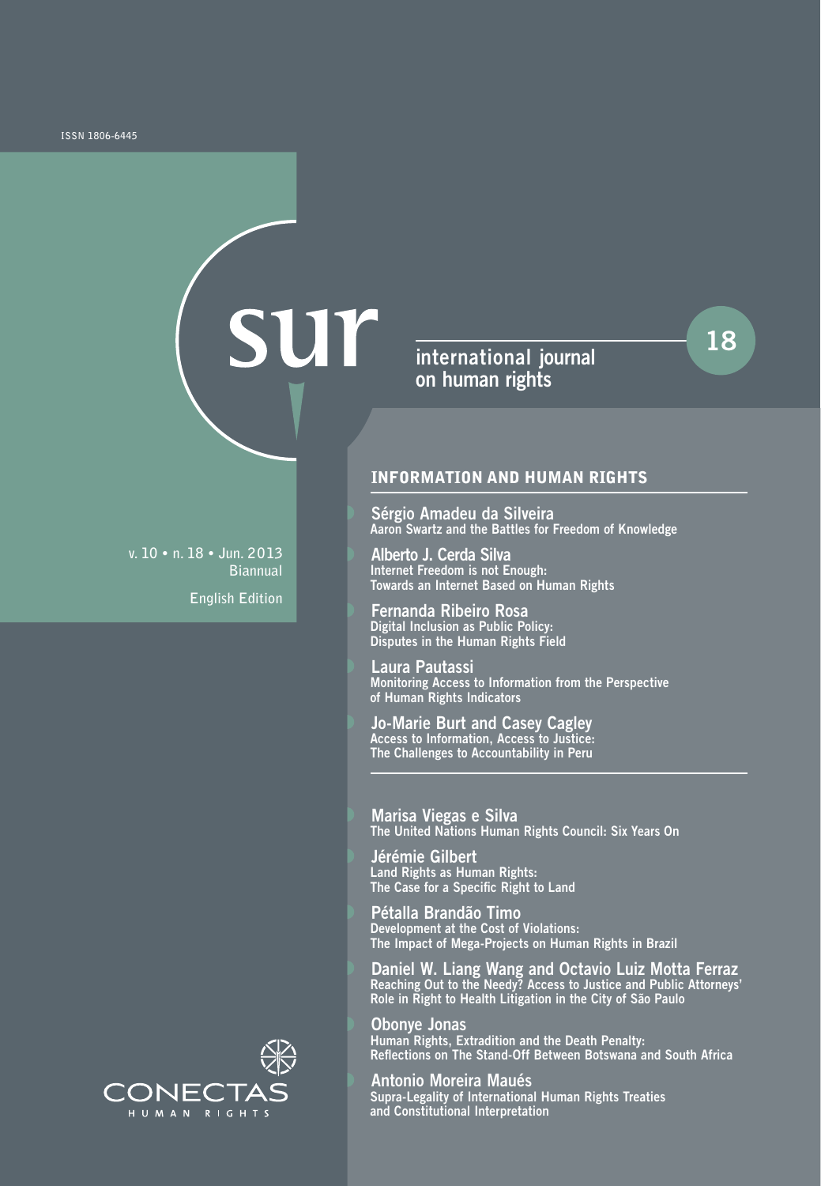ISSN 1806-6445

# sur

## international journal on human rights

18

v. 10 • n. 18 • Jun. 2013
Biannual

English Edition

### INFORMATION AND HUMAN RIGHTS

**Sérgio Amadeu da Silveira**
Aaron Swartz and the Battles for Freedom of Knowledge

**Alberto J. Cerda Silva**
Internet Freedom is not Enough: Towards an Internet Based on Human Rights

**Fernanda Ribeiro Rosa**
Digital Inclusion as Public Policy: Disputes in the Human Rights Field

**Laura Pautassi**
Monitoring Access to Information from the Perspective of Human Rights Indicators

**Jo-Marie Burt and Casey Cagley**
Access to Information, Access to Justice: The Challenges to Accountability in Peru

**Marisa Viegas e Silva**
The United Nations Human Rights Council: Six Years On

**Jérémie Gilbert**
Land Rights as Human Rights: The Case for a Specific Right to Land

**Pétalla Brandão Timo**
Development at the Cost of Violations: The Impact of Mega-Projects on Human Rights in Brazil

**Daniel W. Liang Wang and Octavio Luiz Motta Ferraz**
Reaching Out to the Needy? Access to Justice and Public Attorneys' Role in Right to Health Litigation in the City of São Paulo

**Obonye Jonas**
Human Rights, Extradition and the Death Penalty: Reflections on The Stand-Off Between Botswana and South Africa

**Antonio Moreira Maués**
Supra-Legality of International Human Rights Treaties and Constitutional Interpretation

CONECTAS
HUMAN RIGHTS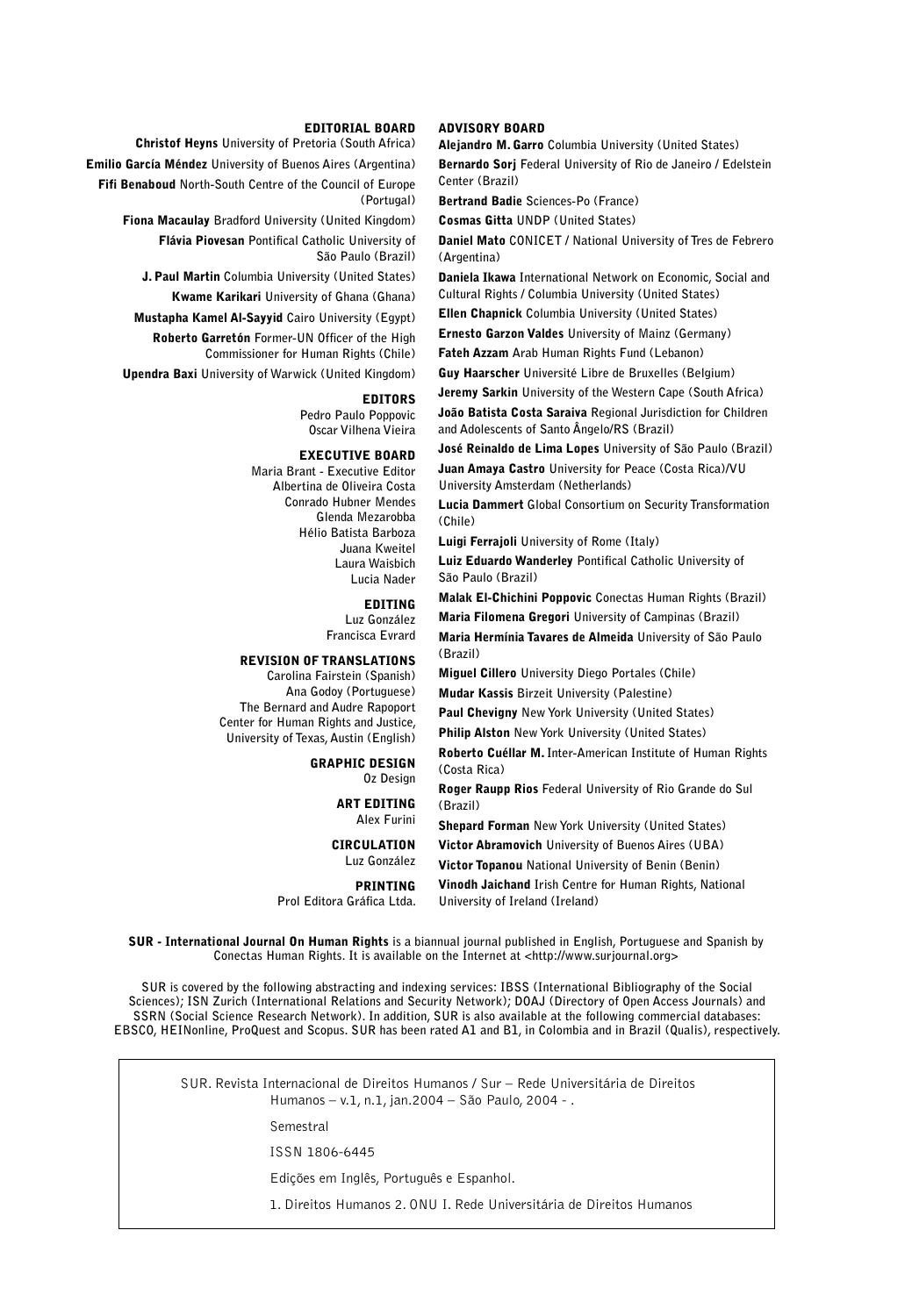## EDITORIAL BOARD

**Christof Heyns** University of Pretoria (South Africa)
**Emilio García Méndez** University of Buenos Aires (Argentina)
**Fifi Benaboud** North-South Centre of the Council of Europe (Portugal)
**Fiona Macaulay** Bradford University (United Kingdom)
**Flávia Piovesan** Pontifical Catholic University of São Paulo (Brazil)
**J. Paul Martin** Columbia University (United States)
**Kwame Karikari** University of Ghana (Ghana)
**Mustapha Kamel Al-Sayyid** Cairo University (Egypt)
**Roberto Garretón** Former-UN Officer of the High Commissioner for Human Rights (Chile)
**Upendra Baxi** University of Warwick (United Kingdom)

## EDITORS

Pedro Paulo Poppovic
Oscar Vilhena Vieira

## EXECUTIVE BOARD

Maria Brant - Executive Editor
Albertina de Oliveira Costa
Conrado Hubner Mendes
Glenda Mezarobba
Hélio Batista Barboza
Juana Kweitel
Laura Waisbich
Lucia Nader

## EDITING

Luz González
Francisca Evrard

## REVISION OF TRANSLATIONS

Carolina Fairstein (Spanish)
Ana Godoy (Portuguese)
The Bernard and Audre Rapoport Center for Human Rights and Justice, University of Texas, Austin (English)

## GRAPHIC DESIGN

Oz Design

## ART EDITING

Alex Furini

## CIRCULATION

Luz González

## PRINTING

Prol Editora Gráfica Ltda.

## ADVISORY BOARD

**Alejandro M. Garro** Columbia University (United States)
**Bernardo Sorj** Federal University of Rio de Janeiro / Edelstein Center (Brazil)
**Bertrand Badie** Sciences-Po (France)
**Cosmas Gitta** UNDP (United States)
**Daniel Mato** CONICET / National University of Tres de Febrero (Argentina)
**Daniela Ikawa** International Network on Economic, Social and Cultural Rights / Columbia University (United States)
**Ellen Chapnick** Columbia University (United States)
**Ernesto Garzon Valdes** University of Mainz (Germany)
**Fateh Azzam** Arab Human Rights Fund (Lebanon)
**Guy Haarscher** Université Libre de Bruxelles (Belgium)
**Jeremy Sarkin** University of the Western Cape (South Africa)
**João Batista Costa Saraiva** Regional Jurisdiction for Children and Adolescents of Santo Ângelo/RS (Brazil)
**José Reinaldo de Lima Lopes** University of São Paulo (Brazil)
**Juan Amaya Castro** University for Peace (Costa Rica)/VU University Amsterdam (Netherlands)
**Lucia Dammert** Global Consortium on Security Transformation (Chile)
**Luigi Ferrajoli** University of Rome (Italy)
**Luiz Eduardo Wanderley** Pontifical Catholic University of São Paulo (Brazil)
**Malak El-Chichini Poppovic** Conectas Human Rights (Brazil)
**Maria Filomena Gregori** University of Campinas (Brazil)
**Maria Hermínia Tavares de Almeida** University of São Paulo (Brazil)
**Miguel Cillero** University Diego Portales (Chile)
**Mudar Kassis** Birzeit University (Palestine)
**Paul Chevigny** New York University (United States)
**Philip Alston** New York University (United States)
**Roberto Cuéllar M.** Inter-American Institute of Human Rights (Costa Rica)
**Roger Raupp Rios** Federal University of Rio Grande do Sul (Brazil)
**Shepard Forman** New York University (United States)
**Victor Abramovich** University of Buenos Aires (UBA)
**Victor Topanou** National University of Benin (Benin)
**Vinodh Jaichand** Irish Centre for Human Rights, National University of Ireland (Ireland)

**SUR - International Journal On Human Rights** is a biannual journal published in English, Portuguese and Spanish by Conectas Human Rights. It is available on the Internet at <http://www.surjournal.org>

SUR is covered by the following abstracting and indexing services: IBSS (International Bibliography of the Social Sciences); ISN Zurich (International Relations and Security Network); DOAJ (Directory of Open Access Journals) and SSRN (Social Science Research Network). In addition, SUR is also available at the following commercial databases: EBSCO, HEINonline, ProQuest and Scopus. SUR has been rated A1 and B1, in Colombia and in Brazil (Qualis), respectively.

SUR. Revista Internacional de Direitos Humanos / Sur – Rede Universitária de Direitos Humanos – v.1, n.1, jan.2004 – São Paulo, 2004 - .

Semestral

ISSN 1806-6445

Edições em Inglês, Português e Espanhol.

1. Direitos Humanos 2. ONU I. Rede Universitária de Direitos Humanos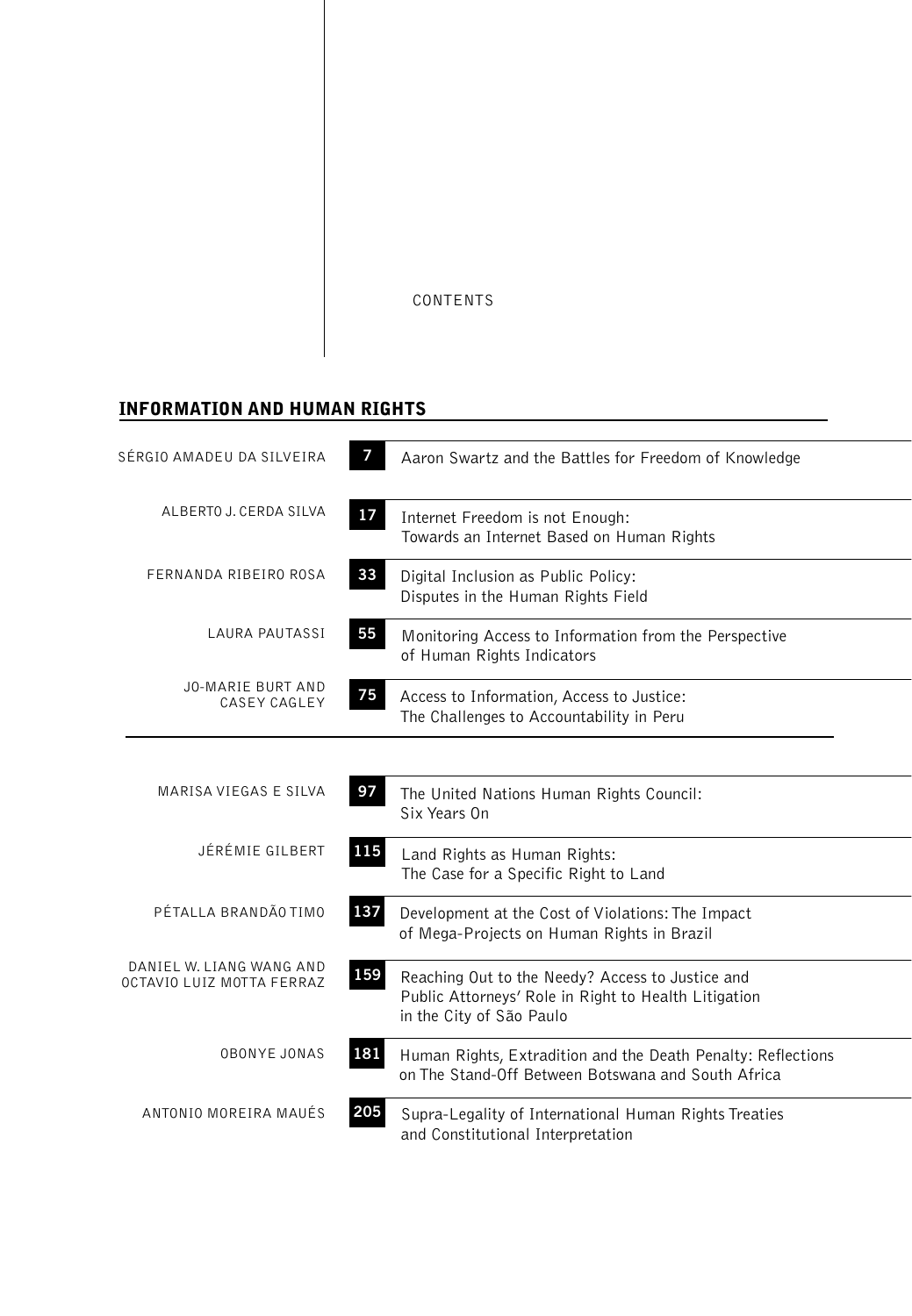CONTENTS

## INFORMATION AND HUMAN RIGHTS

SÉRGIO AMADEU DA SILVEIRA — **7** Aaron Swartz and the Battles for Freedom of Knowledge

ALBERTO J. CERDA SILVA — **17** Internet Freedom is not Enough: Towards an Internet Based on Human Rights

FERNANDA RIBEIRO ROSA — **33** Digital Inclusion as Public Policy: Disputes in the Human Rights Field

LAURA PAUTASSI — **55** Monitoring Access to Information from the Perspective of Human Rights Indicators

JO-MARIE BURT AND CASEY CAGLEY — **75** Access to Information, Access to Justice: The Challenges to Accountability in Peru

---

MARISA VIEGAS E SILVA — **97** The United Nations Human Rights Council: Six Years On

JÉRÉMIE GILBERT — **115** Land Rights as Human Rights: The Case for a Specific Right to Land

PÉTALLA BRANDÃO TIMO — **137** Development at the Cost of Violations: The Impact of Mega-Projects on Human Rights in Brazil

DANIEL W. LIANG WANG AND OCTAVIO LUIZ MOTTA FERRAZ — **159** Reaching Out to the Needy? Access to Justice and Public Attorneys' Role in Right to Health Litigation in the City of São Paulo

OBONYE JONAS — **181** Human Rights, Extradition and the Death Penalty: Reflections on The Stand-Off Between Botswana and South Africa

ANTONIO MOREIRA MAUÉS — **205** Supra-Legality of International Human Rights Treaties and Constitutional Interpretation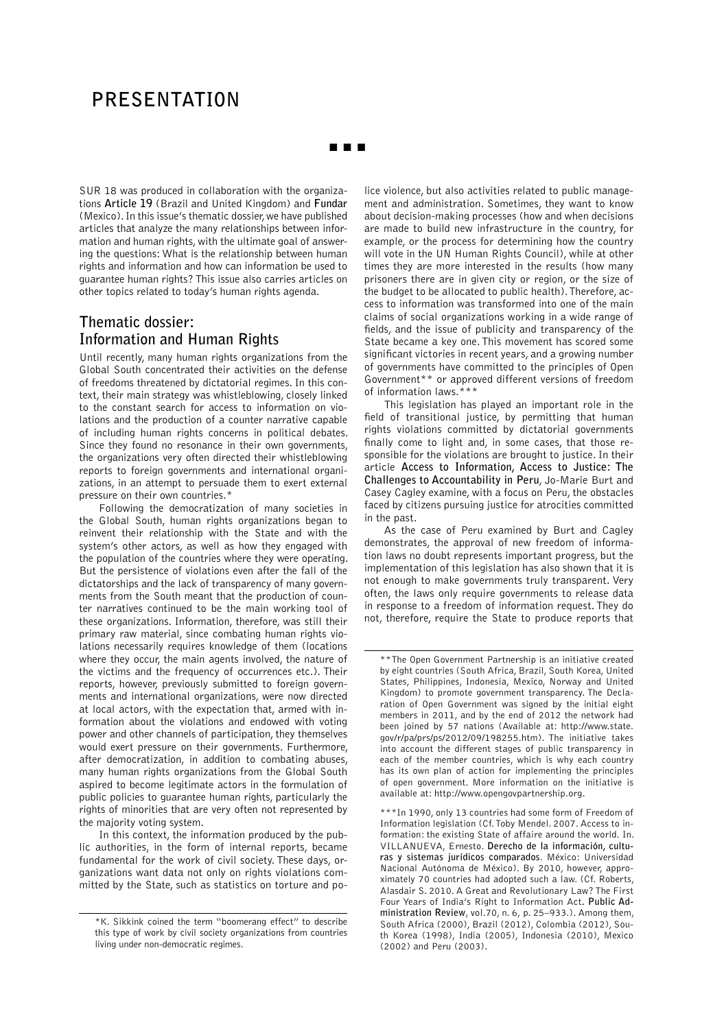# PRESENTATION

■ ■ ■

SUR 18 was produced in collaboration with the organizations **Article 19** (Brazil and United Kingdom) and **Fundar** (Mexico). In this issue's thematic dossier, we have published articles that analyze the many relationships between information and human rights, with the ultimate goal of answering the questions: What is the relationship between human rights and information and how can information be used to guarantee human rights? This issue also carries articles on other topics related to today's human rights agenda.

## Thematic dossier: Information and Human Rights

Until recently, many human rights organizations from the Global South concentrated their activities on the defense of freedoms threatened by dictatorial regimes. In this context, their main strategy was whistleblowing, closely linked to the constant search for access to information on violations and the production of a counter narrative capable of including human rights concerns in political debates. Since they found no resonance in their own governments, the organizations very often directed their whistleblowing reports to foreign governments and international organizations, in an attempt to persuade them to exert external pressure on their own countries.*

Following the democratization of many societies in the Global South, human rights organizations began to reinvent their relationship with the State and with the system's other actors, as well as how they engaged with the population of the countries where they were operating. But the persistence of violations even after the fall of the dictatorships and the lack of transparency of many governments from the South meant that the production of counter narratives continued to be the main working tool of these organizations. Information, therefore, was still their primary raw material, since combating human rights violations necessarily requires knowledge of them (locations where they occur, the main agents involved, the nature of the victims and the frequency of occurrences etc.). Their reports, however, previously submitted to foreign governments and international organizations, were now directed at local actors, with the expectation that, armed with information about the violations and endowed with voting power and other channels of participation, they themselves would exert pressure on their governments. Furthermore, after democratization, in addition to combating abuses, many human rights organizations from the Global South aspired to become legitimate actors in the formulation of public policies to guarantee human rights, particularly the rights of minorities that are very often not represented by the majority voting system.

In this context, the information produced by the public authorities, in the form of internal reports, became fundamental for the work of civil society. These days, organizations want data not only on rights violations committed by the State, such as statistics on torture and police violence, but also activities related to public management and administration. Sometimes, they want to know about decision-making processes (how and when decisions are made to build new infrastructure in the country, for example, or the process for determining how the country will vote in the UN Human Rights Council), while at other times they are more interested in the results (how many prisoners there are in given city or region, or the size of the budget to be allocated to public health). Therefore, access to information was transformed into one of the main claims of social organizations working in a wide range of fields, and the issue of publicity and transparency of the State became a key one. This movement has scored some significant victories in recent years, and a growing number of governments have committed to the principles of Open Government** or approved different versions of freedom of information laws.***

This legislation has played an important role in the field of transitional justice, by permitting that human rights violations committed by dictatorial governments finally come to light and, in some cases, that those responsible for the violations are brought to justice. In their article **Access to Information, Access to Justice: The Challenges to Accountability in Peru**, Jo-Marie Burt and Casey Cagley examine, with a focus on Peru, the obstacles faced by citizens pursuing justice for atrocities committed in the past.

As the case of Peru examined by Burt and Cagley demonstrates, the approval of new freedom of information laws no doubt represents important progress, but the implementation of this legislation has also shown that it is not enough to make governments truly transparent. Very often, the laws only require governments to release data in response to a freedom of information request. They do not, therefore, require the State to produce reports that

---

*K. Sikkink coined the term "boomerang effect" to describe this type of work by civil society organizations from countries living under non-democratic regimes.

**The Open Government Partnership is an initiative created by eight countries (South Africa, Brazil, South Korea, United States, Philippines, Indonesia, Mexico, Norway and United Kingdom) to promote government transparency. The Declaration of Open Government was signed by the initial eight members in 2011, and by the end of 2012 the network had been joined by 57 nations (Available at: http://www.state.gov/r/pa/prs/ps/2012/09/198255.htm). The initiative takes into account the different stages of public transparency in each of the member countries, which is why each country has its own plan of action for implementing the principles of open government. More information on the initiative is available at: http://www.opengovpartnership.org.

***In 1990, only 13 countries had some form of Freedom of Information legislation (Cf. Toby Mendel. 2007. Access to information: the existing State of affaire around the world. In. VILLANUEVA, Ernesto. **Derecho de la información, culturas y sistemas jurídicos comparados**. México: Universidad Nacional Autónoma de México). By 2010, however, approximately 70 countries had adopted such a law. (Cf. Roberts, Alasdair S. 2010. A Great and Revolutionary Law? The First Four Years of India's Right to Information Act. **Public Administration Review**, vol.70, n. 6, p. 25–933.). Among them, South Africa (2000), Brazil (2012), Colombia (2012), South Korea (1998), India (2005), Indonesia (2010), Mexico (2002) and Peru (2003).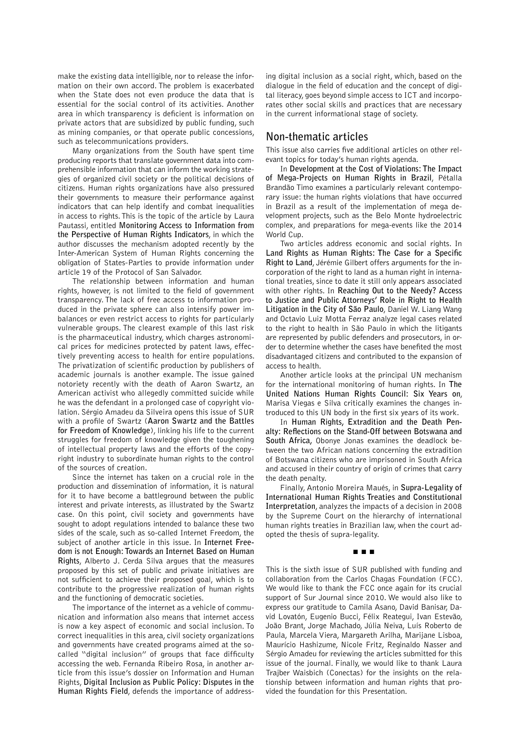make the existing data intelligible, nor to release the information on their own accord. The problem is exacerbated when the State does not even produce the data that is essential for the social control of its activities. Another area in which transparency is deficient is information on private actors that are subsidized by public funding, such as mining companies, or that operate public concessions, such as telecommunications providers.

Many organizations from the South have spent time producing reports that translate government data into comprehensible information that can inform the working strategies of organized civil society or the political decisions of citizens. Human rights organizations have also pressured their governments to measure their performance against indicators that can help identify and combat inequalities in access to rights. This is the topic of the article by Laura Pautassi, entitled **Monitoring Access to Information from the Perspective of Human Rights Indicators**, in which the author discusses the mechanism adopted recently by the Inter-American System of Human Rights concerning the obligation of States-Parties to provide information under article 19 of the Protocol of San Salvador.

The relationship between information and human rights, however, is not limited to the field of government transparency. The lack of free access to information produced in the private sphere can also intensify power imbalances or even restrict access to rights for particularly vulnerable groups. The clearest example of this last risk is the pharmaceutical industry, which charges astronomical prices for medicines protected by patent laws, effectively preventing access to health for entire populations. The privatization of scientific production by publishers of academic journals is another example. The issue gained notoriety recently with the death of Aaron Swartz, an American activist who allegedly committed suicide while he was the defendant in a prolonged case of copyright violation. Sérgio Amadeu da Silveira opens this issue of SUR with a profile of Swartz (**Aaron Swartz and the Battles for Freedom of Knowledge**), linking his life to the current struggles for freedom of knowledge given the toughening of intellectual property laws and the efforts of the copyright industry to subordinate human rights to the control of the sources of creation.

Since the internet has taken on a crucial role in the production and dissemination of information, it is natural for it to have become a battleground between the public interest and private interests, as illustrated by the Swartz case. On this point, civil society and governments have sought to adopt regulations intended to balance these two sides of the scale, such as so-called Internet Freedom, the subject of another article in this issue. In **Internet Freedom is not Enough: Towards an Internet Based on Human Rights**, Alberto J. Cerda Silva argues that the measures proposed by this set of public and private initiatives are not sufficient to achieve their proposed goal, which is to contribute to the progressive realization of human rights and the functioning of democratic societies.

The importance of the internet as a vehicle of communication and information also means that internet access is now a key aspect of economic and social inclusion. To correct inequalities in this area, civil society organizations and governments have created programs aimed at the so-called "digital inclusion" of groups that face difficulty accessing the web. Fernanda Ribeiro Rosa, in another article from this issue's dossier on Information and Human Rights, **Digital Inclusion as Public Policy: Disputes in the Human Rights Field**, defends the importance of addressing digital inclusion as a social right, which, based on the dialogue in the field of education and the concept of digital literacy, goes beyond simple access to ICT and incorporates other social skills and practices that are necessary in the current informational stage of society.

## Non-thematic articles

This issue also carries five additional articles on other relevant topics for today's human rights agenda.

In **Development at the Cost of Violations: The Impact of Mega-Projects on Human Rights in Brazil**, Pétalla Brandão Timo examines a particularly relevant contemporary issue: the human rights violations that have occurred in Brazil as a result of the implementation of mega development projects, such as the Belo Monte hydroelectric complex, and preparations for mega-events like the 2014 World Cup.

Two articles address economic and social rights. In **Land Rights as Human Rights: The Case for a Specific Right to Land**, Jérémie Gilbert offers arguments for the incorporation of the right to land as a human right in international treaties, since to date it still only appears associated with other rights. In **Reaching Out to the Needy? Access to Justice and Public Attorneys' Role in Right to Health Litigation in the City of São Paulo**, Daniel W. Liang Wang and Octavio Luiz Motta Ferraz analyze legal cases related to the right to health in São Paulo in which the litigants are represented by public defenders and prosecutors, in order to determine whether the cases have benefited the most disadvantaged citizens and contributed to the expansion of access to health.

Another article looks at the principal UN mechanism for the international monitoring of human rights. In **The United Nations Human Rights Council: Six Years on**, Marisa Viegas e Silva critically examines the changes introduced to this UN body in the first six years of its work.

In **Human Rights, Extradition and the Death Penalty: Reflections on the Stand-Off between Botswana and South Africa,** Obonye Jonas examines the deadlock between the two African nations concerning the extradition of Botswana citizens who are imprisoned in South Africa and accused in their country of origin of crimes that carry the death penalty.

Finally, Antonio Moreira Maués, in **Supra-Legality of International Human Rights Treaties and Constitutional Interpretation**, analyzes the impacts of a decision in 2008 by the Supreme Court on the hierarchy of international human rights treaties in Brazilian law, when the court adopted the thesis of supra-legality.

■ ■ ■

This is the sixth issue of SUR published with funding and collaboration from the Carlos Chagas Foundation (FCC). We would like to thank the FCC once again for its crucial support of Sur Journal since 2010. We would also like to express our gratitude to Camila Asano, David Banisar, David Lovatón, Eugenio Bucci, Félix Reategui, Ivan Estevão, João Brant, Jorge Machado, Júlia Neiva, Luís Roberto de Paula, Marcela Viera, Margareth Arilha, Marijane Lisboa, Maurício Hashizume, Nicole Fritz, Reginaldo Nasser and Sérgio Amadeu for reviewing the articles submitted for this issue of the journal. Finally, we would like to thank Laura Trajber Waisbich (Conectas) for the insights on the relationship between information and human rights that provided the foundation for this Presentation.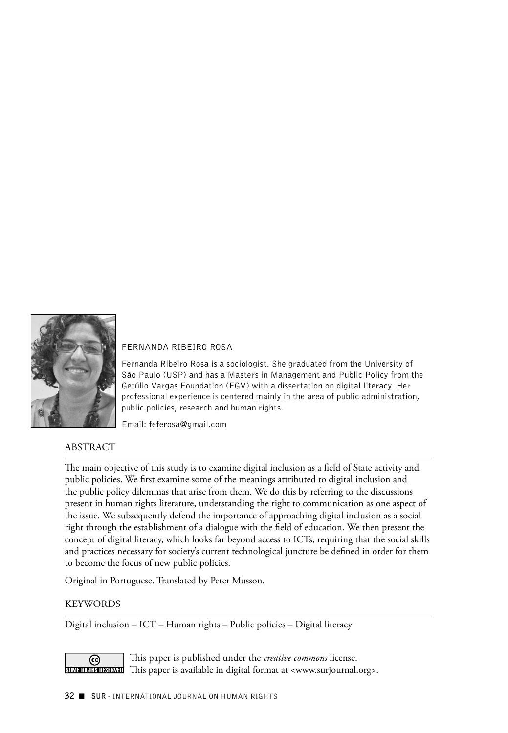FERNANDA RIBEIRO ROSA

Fernanda Ribeiro Rosa is a sociologist. She graduated from the University of São Paulo (USP) and has a Masters in Management and Public Policy from the Getúlio Vargas Foundation (FGV) with a dissertation on digital literacy. Her professional experience is centered mainly in the area of public administration, public policies, research and human rights.

Email: feferosa@gmail.com

## ABSTRACT

The main objective of this study is to examine digital inclusion as a field of State activity and public policies. We first examine some of the meanings attributed to digital inclusion and the public policy dilemmas that arise from them. We do this by referring to the discussions present in human rights literature, understanding the right to communication as one aspect of the issue. We subsequently defend the importance of approaching digital inclusion as a social right through the establishment of a dialogue with the field of education. We then present the concept of digital literacy, which looks far beyond access to ICTs, requiring that the social skills and practices necessary for society's current technological juncture be defined in order for them to become the focus of new public policies.

Original in Portuguese. Translated by Peter Musson.

## KEYWORDS

Digital inclusion – ICT – Human rights – Public policies – Digital literacy

This paper is published under the *creative commons* license.
This paper is available in digital format at <www.surjournal.org>.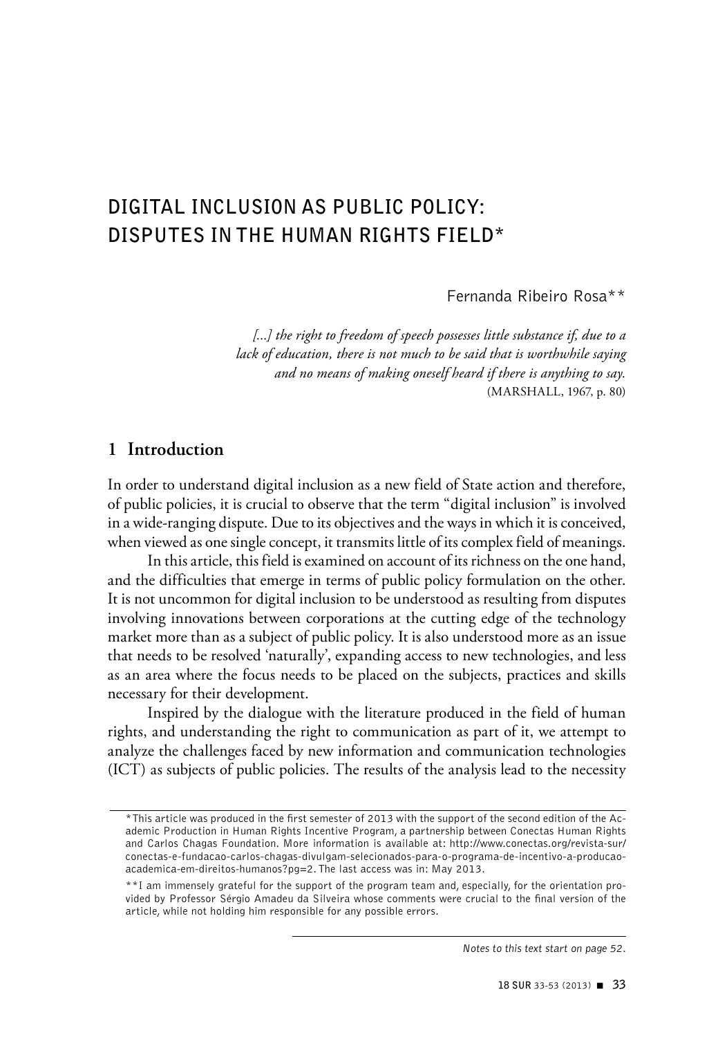# DIGITAL INCLUSION AS PUBLIC POLICY: DISPUTES IN THE HUMAN RIGHTS FIELD*

Fernanda Ribeiro Rosa**

> *[...] the right to freedom of speech possesses little substance if, due to a lack of education, there is not much to be said that is worthwhile saying and no means of making oneself heard if there is anything to say.*
> (MARSHALL, 1967, p. 80)

## 1 Introduction

In order to understand digital inclusion as a new field of State action and therefore, of public policies, it is crucial to observe that the term "digital inclusion" is involved in a wide-ranging dispute. Due to its objectives and the ways in which it is conceived, when viewed as one single concept, it transmits little of its complex field of meanings.

In this article, this field is examined on account of its richness on the one hand, and the difficulties that emerge in terms of public policy formulation on the other. It is not uncommon for digital inclusion to be understood as resulting from disputes involving innovations between corporations at the cutting edge of the technology market more than as a subject of public policy. It is also understood more as an issue that needs to be resolved 'naturally', expanding access to new technologies, and less as an area where the focus needs to be placed on the subjects, practices and skills necessary for their development.

Inspired by the dialogue with the literature produced in the field of human rights, and understanding the right to communication as part of it, we attempt to analyze the challenges faced by new information and communication technologies (ICT) as subjects of public policies. The results of the analysis lead to the necessity

---

*This article was produced in the first semester of 2013 with the support of the second edition of the Academic Production in Human Rights Incentive Program, a partnership between Conectas Human Rights and Carlos Chagas Foundation. More information is available at: http://www.conectas.org/revista-sur/conectas-e-fundacao-carlos-chagas-divulgam-selecionados-para-o-programa-de-incentivo-a-producao-academica-em-direitos-humanos?pg=2. The last access was in: May 2013.

**I am immensely grateful for the support of the program team and, especially, for the orientation provided by Professor Sérgio Amadeu da Silveira whose comments were crucial to the final version of the article, while not holding him responsible for any possible errors.

*Notes to this text start on page 52.*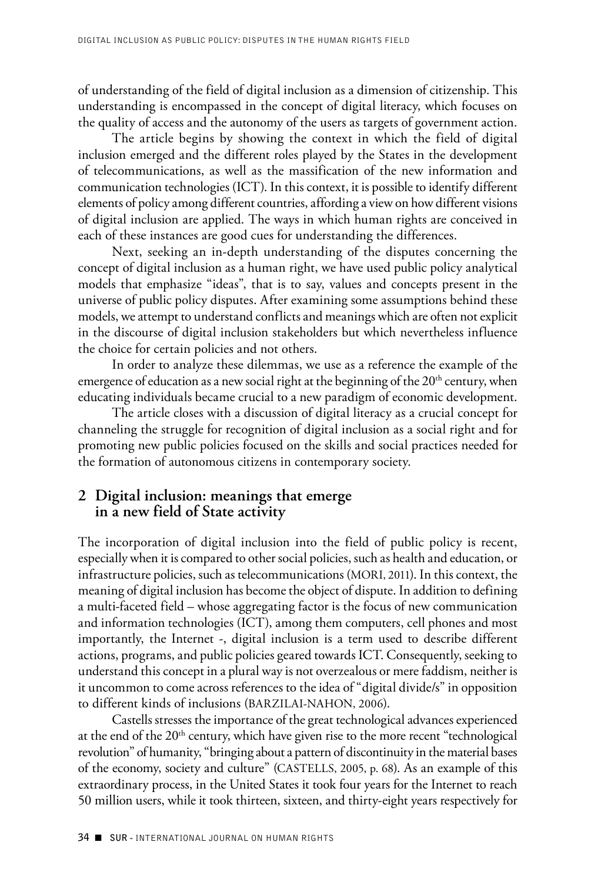of understanding of the field of digital inclusion as a dimension of citizenship. This understanding is encompassed in the concept of digital literacy, which focuses on the quality of access and the autonomy of the users as targets of government action.

The article begins by showing the context in which the field of digital inclusion emerged and the different roles played by the States in the development of telecommunications, as well as the massification of the new information and communication technologies (ICT). In this context, it is possible to identify different elements of policy among different countries, affording a view on how different visions of digital inclusion are applied. The ways in which human rights are conceived in each of these instances are good cues for understanding the differences.

Next, seeking an in-depth understanding of the disputes concerning the concept of digital inclusion as a human right, we have used public policy analytical models that emphasize "ideas", that is to say, values and concepts present in the universe of public policy disputes. After examining some assumptions behind these models, we attempt to understand conflicts and meanings which are often not explicit in the discourse of digital inclusion stakeholders but which nevertheless influence the choice for certain policies and not others.

In order to analyze these dilemmas, we use as a reference the example of the emergence of education as a new social right at the beginning of the 20th century, when educating individuals became crucial to a new paradigm of economic development.

The article closes with a discussion of digital literacy as a crucial concept for channeling the struggle for recognition of digital inclusion as a social right and for promoting new public policies focused on the skills and social practices needed for the formation of autonomous citizens in contemporary society.

## 2 Digital inclusion: meanings that emerge in a new field of State activity

The incorporation of digital inclusion into the field of public policy is recent, especially when it is compared to other social policies, such as health and education, or infrastructure policies, such as telecommunications (MORI, 2011). In this context, the meaning of digital inclusion has become the object of dispute. In addition to defining a multi-faceted field – whose aggregating factor is the focus of new communication and information technologies (ICT), among them computers, cell phones and most importantly, the Internet -, digital inclusion is a term used to describe different actions, programs, and public policies geared towards ICT. Consequently, seeking to understand this concept in a plural way is not overzealous or mere faddism, neither is it uncommon to come across references to the idea of "digital divide/s" in opposition to different kinds of inclusions (BARZILAI-NAHON, 2006).

Castells stresses the importance of the great technological advances experienced at the end of the 20th century, which have given rise to the more recent "technological revolution" of humanity, "bringing about a pattern of discontinuity in the material bases of the economy, society and culture" (CASTELLS, 2005, p. 68). As an example of this extraordinary process, in the United States it took four years for the Internet to reach 50 million users, while it took thirteen, sixteen, and thirty-eight years respectively for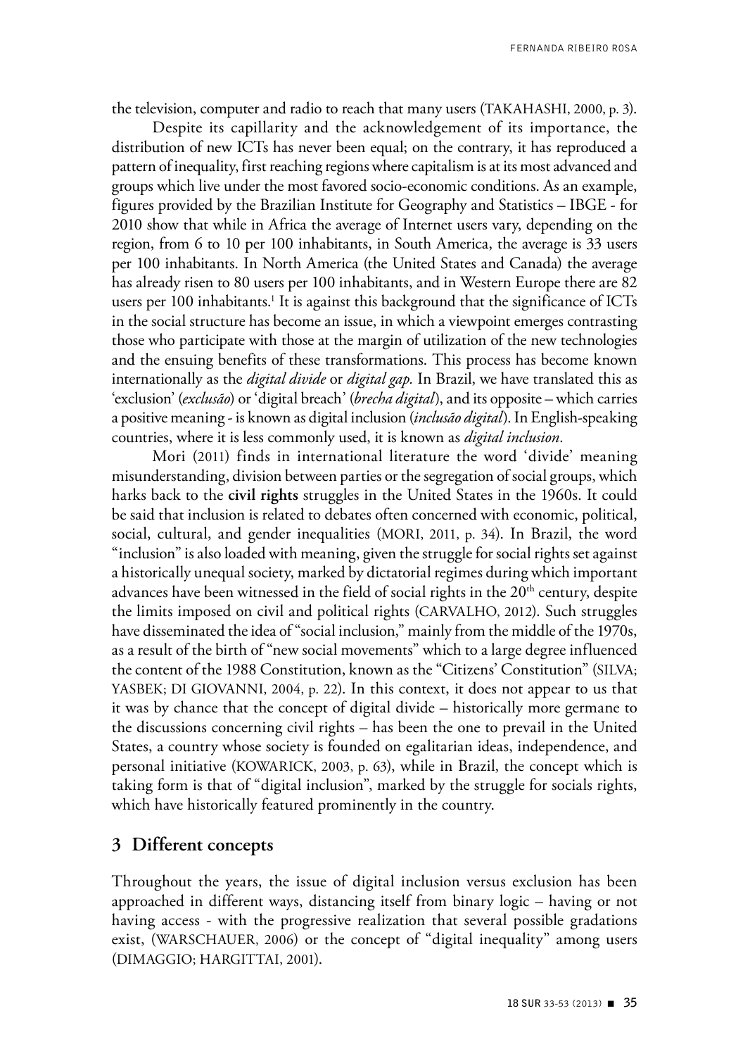the television, computer and radio to reach that many users (TAKAHASHI, 2000, p. 3).

Despite its capillarity and the acknowledgement of its importance, the distribution of new ICTs has never been equal; on the contrary, it has reproduced a pattern of inequality, first reaching regions where capitalism is at its most advanced and groups which live under the most favored socio-economic conditions. As an example, figures provided by the Brazilian Institute for Geography and Statistics – IBGE - for 2010 show that while in Africa the average of Internet users vary, depending on the region, from 6 to 10 per 100 inhabitants, in South America, the average is 33 users per 100 inhabitants. In North America (the United States and Canada) the average has already risen to 80 users per 100 inhabitants, and in Western Europe there are 82 users per 100 inhabitants.[1] It is against this background that the significance of ICTs in the social structure has become an issue, in which a viewpoint emerges contrasting those who participate with those at the margin of utilization of the new technologies and the ensuing benefits of these transformations. This process has become known internationally as the *digital divide* or *digital gap*. In Brazil, we have translated this as 'exclusion' (*exclusão*) or 'digital breach' (*brecha digital*), and its opposite – which carries a positive meaning - is known as digital inclusion (*inclusão digital*). In English-speaking countries, where it is less commonly used, it is known as *digital inclusion*.

Mori (2011) finds in international literature the word 'divide' meaning misunderstanding, division between parties or the segregation of social groups, which harks back to the **civil rights** struggles in the United States in the 1960s. It could be said that inclusion is related to debates often concerned with economic, political, social, cultural, and gender inequalities (MORI, 2011, p. 34). In Brazil, the word "inclusion" is also loaded with meaning, given the struggle for social rights set against a historically unequal society, marked by dictatorial regimes during which important advances have been witnessed in the field of social rights in the 20th century, despite the limits imposed on civil and political rights (CARVALHO, 2012). Such struggles have disseminated the idea of "social inclusion," mainly from the middle of the 1970s, as a result of the birth of "new social movements" which to a large degree influenced the content of the 1988 Constitution, known as the "Citizens' Constitution" (SILVA; YASBEK; DI GIOVANNI, 2004, p. 22). In this context, it does not appear to us that it was by chance that the concept of digital divide – historically more germane to the discussions concerning civil rights – has been the one to prevail in the United States, a country whose society is founded on egalitarian ideas, independence, and personal initiative (KOWARICK, 2003, p. 63), while in Brazil, the concept which is taking form is that of "digital inclusion", marked by the struggle for socials rights, which have historically featured prominently in the country.

## 3 Different concepts

Throughout the years, the issue of digital inclusion versus exclusion has been approached in different ways, distancing itself from binary logic – having or not having access - with the progressive realization that several possible gradations exist, (WARSCHAUER, 2006) or the concept of "digital inequality" among users (DIMAGGIO; HARGITTAI, 2001).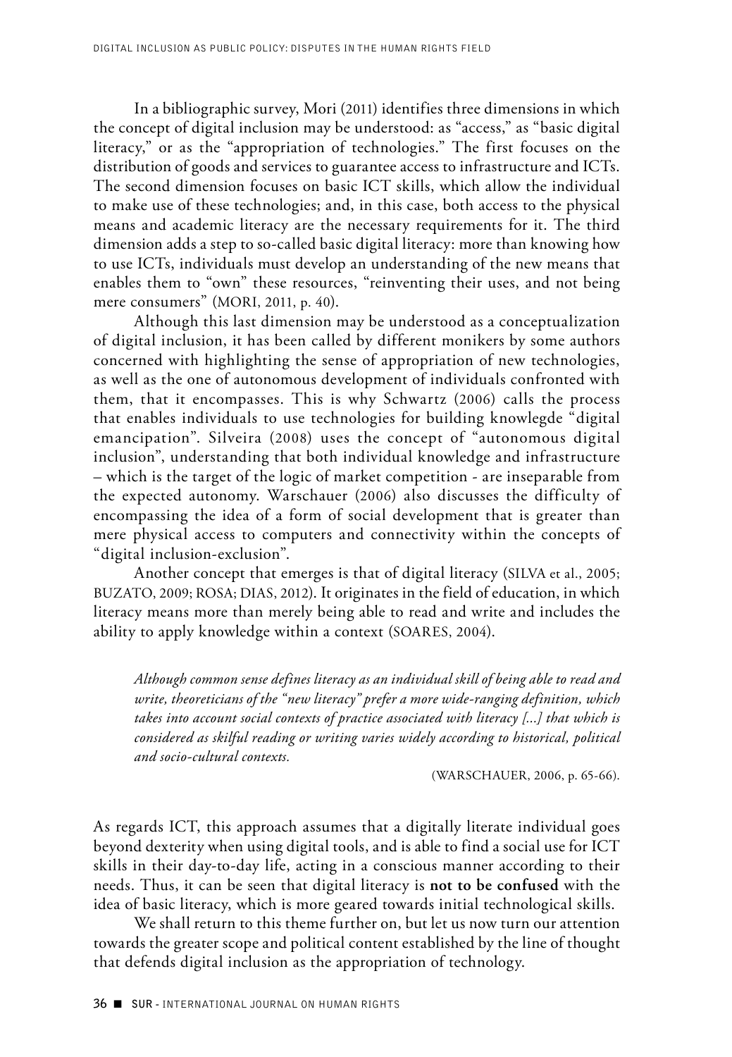In a bibliographic survey, Mori (2011) identifies three dimensions in which the concept of digital inclusion may be understood: as "access," as "basic digital literacy," or as the "appropriation of technologies." The first focuses on the distribution of goods and services to guarantee access to infrastructure and ICTs. The second dimension focuses on basic ICT skills, which allow the individual to make use of these technologies; and, in this case, both access to the physical means and academic literacy are the necessary requirements for it. The third dimension adds a step to so-called basic digital literacy: more than knowing how to use ICTs, individuals must develop an understanding of the new means that enables them to "own" these resources, "reinventing their uses, and not being mere consumers" (MORI, 2011, p. 40).

Although this last dimension may be understood as a conceptualization of digital inclusion, it has been called by different monikers by some authors concerned with highlighting the sense of appropriation of new technologies, as well as the one of autonomous development of individuals confronted with them, that it encompasses. This is why Schwartz (2006) calls the process that enables individuals to use technologies for building knowlegde "digital emancipation". Silveira (2008) uses the concept of "autonomous digital inclusion", understanding that both individual knowledge and infrastructure – which is the target of the logic of market competition - are inseparable from the expected autonomy. Warschauer (2006) also discusses the difficulty of encompassing the idea of a form of social development that is greater than mere physical access to computers and connectivity within the concepts of "digital inclusion-exclusion".

Another concept that emerges is that of digital literacy (SILVA et al., 2005; BUZATO, 2009; ROSA; DIAS, 2012). It originates in the field of education, in which literacy means more than merely being able to read and write and includes the ability to apply knowledge within a context (SOARES, 2004).

> *Although common sense defines literacy as an individual skill of being able to read and write, theoreticians of the "new literacy" prefer a more wide-ranging definition, which takes into account social contexts of practice associated with literacy [...] that which is considered as skilful reading or writing varies widely according to historical, political and socio-cultural contexts.*
>
> (WARSCHAUER, 2006, p. 65-66).

As regards ICT, this approach assumes that a digitally literate individual goes beyond dexterity when using digital tools, and is able to find a social use for ICT skills in their day-to-day life, acting in a conscious manner according to their needs. Thus, it can be seen that digital literacy is **not to be confused** with the idea of basic literacy, which is more geared towards initial technological skills.

We shall return to this theme further on, but let us now turn our attention towards the greater scope and political content established by the line of thought that defends digital inclusion as the appropriation of technology.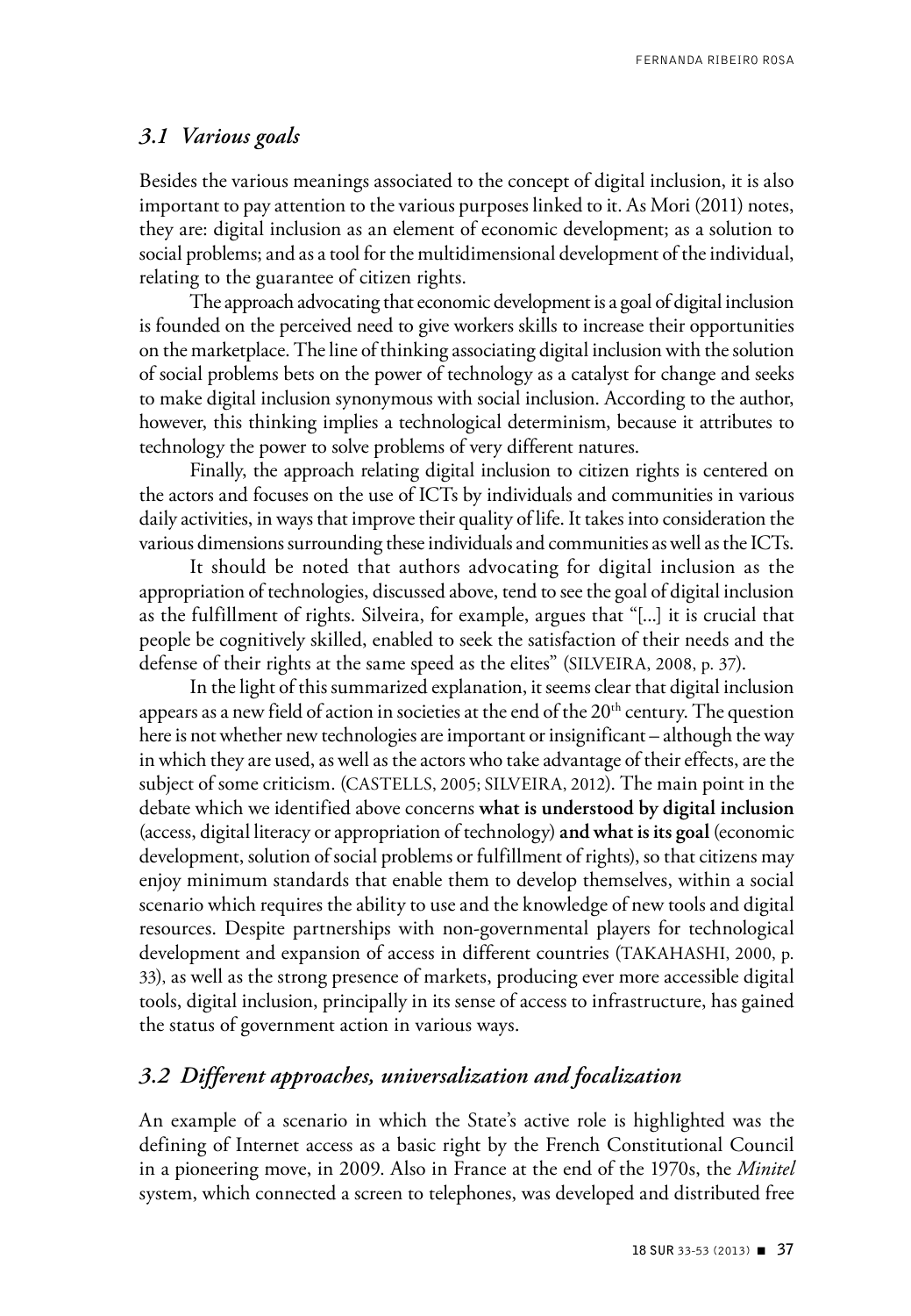### *3.1 Various goals*

Besides the various meanings associated to the concept of digital inclusion, it is also important to pay attention to the various purposes linked to it. As Mori (2011) notes, they are: digital inclusion as an element of economic development; as a solution to social problems; and as a tool for the multidimensional development of the individual, relating to the guarantee of citizen rights.

The approach advocating that economic development is a goal of digital inclusion is founded on the perceived need to give workers skills to increase their opportunities on the marketplace. The line of thinking associating digital inclusion with the solution of social problems bets on the power of technology as a catalyst for change and seeks to make digital inclusion synonymous with social inclusion. According to the author, however, this thinking implies a technological determinism, because it attributes to technology the power to solve problems of very different natures.

Finally, the approach relating digital inclusion to citizen rights is centered on the actors and focuses on the use of ICTs by individuals and communities in various daily activities, in ways that improve their quality of life. It takes into consideration the various dimensions surrounding these individuals and communities as well as the ICTs.

It should be noted that authors advocating for digital inclusion as the appropriation of technologies, discussed above, tend to see the goal of digital inclusion as the fulfillment of rights. Silveira, for example, argues that "[...] it is crucial that people be cognitively skilled, enabled to seek the satisfaction of their needs and the defense of their rights at the same speed as the elites" (SILVEIRA, 2008, p. 37).

In the light of this summarized explanation, it seems clear that digital inclusion appears as a new field of action in societies at the end of the 20th century. The question here is not whether new technologies are important or insignificant – although the way in which they are used, as well as the actors who take advantage of their effects, are the subject of some criticism. (CASTELLS, 2005; SILVEIRA, 2012). The main point in the debate which we identified above concerns **what is understood by digital inclusion** (access, digital literacy or appropriation of technology) **and what is its goal** (economic development, solution of social problems or fulfillment of rights), so that citizens may enjoy minimum standards that enable them to develop themselves, within a social scenario which requires the ability to use and the knowledge of new tools and digital resources. Despite partnerships with non-governmental players for technological development and expansion of access in different countries (TAKAHASHI, 2000, p. 33), as well as the strong presence of markets, producing ever more accessible digital tools, digital inclusion, principally in its sense of access to infrastructure, has gained the status of government action in various ways.

### *3.2 Different approaches, universalization and focalization*

An example of a scenario in which the State's active role is highlighted was the defining of Internet access as a basic right by the French Constitutional Council in a pioneering move, in 2009. Also in France at the end of the 1970s, the *Minitel* system, which connected a screen to telephones, was developed and distributed free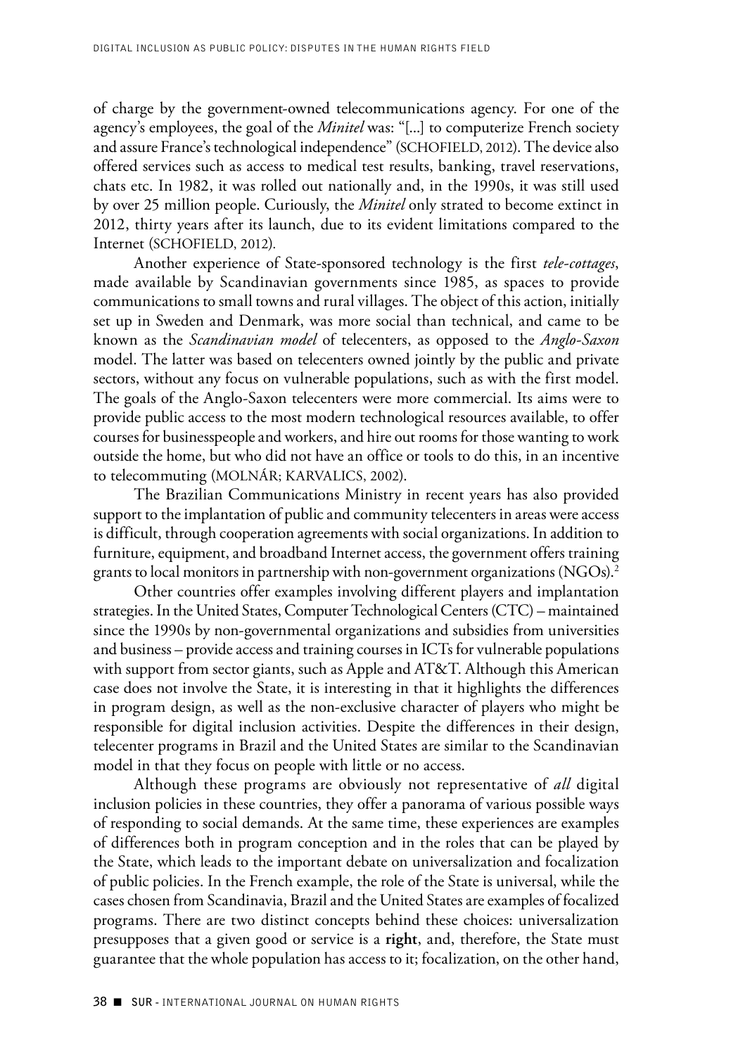of charge by the government-owned telecommunications agency. For one of the agency's employees, the goal of the *Minitel* was: "[...] to computerize French society and assure France's technological independence" (SCHOFIELD, 2012). The device also offered services such as access to medical test results, banking, travel reservations, chats etc. In 1982, it was rolled out nationally and, in the 1990s, it was still used by over 25 million people. Curiously, the *Minitel* only strated to become extinct in 2012, thirty years after its launch, due to its evident limitations compared to the Internet (SCHOFIELD, 2012).

Another experience of State-sponsored technology is the first *tele-cottages*, made available by Scandinavian governments since 1985, as spaces to provide communications to small towns and rural villages. The object of this action, initially set up in Sweden and Denmark, was more social than technical, and came to be known as the *Scandinavian model* of telecenters, as opposed to the *Anglo-Saxon* model. The latter was based on telecenters owned jointly by the public and private sectors, without any focus on vulnerable populations, such as with the first model. The goals of the Anglo-Saxon telecenters were more commercial. Its aims were to provide public access to the most modern technological resources available, to offer courses for businesspeople and workers, and hire out rooms for those wanting to work outside the home, but who did not have an office or tools to do this, in an incentive to telecommuting (MOLNÁR; KARVALICS, 2002).

The Brazilian Communications Ministry in recent years has also provided support to the implantation of public and community telecenters in areas were access is difficult, through cooperation agreements with social organizations. In addition to furniture, equipment, and broadband Internet access, the government offers training grants to local monitors in partnership with non-government organizations (NGOs).[2]

Other countries offer examples involving different players and implantation strategies. In the United States, Computer Technological Centers (CTC) – maintained since the 1990s by non-governmental organizations and subsidies from universities and business – provide access and training courses in ICTs for vulnerable populations with support from sector giants, such as Apple and AT&T. Although this American case does not involve the State, it is interesting in that it highlights the differences in program design, as well as the non-exclusive character of players who might be responsible for digital inclusion activities. Despite the differences in their design, telecenter programs in Brazil and the United States are similar to the Scandinavian model in that they focus on people with little or no access.

Although these programs are obviously not representative of *all* digital inclusion policies in these countries, they offer a panorama of various possible ways of responding to social demands. At the same time, these experiences are examples of differences both in program conception and in the roles that can be played by the State, which leads to the important debate on universalization and focalization of public policies. In the French example, the role of the State is universal, while the cases chosen from Scandinavia, Brazil and the United States are examples of focalized programs. There are two distinct concepts behind these choices: universalization presupposes that a given good or service is a **right**, and, therefore, the State must guarantee that the whole population has access to it; focalization, on the other hand,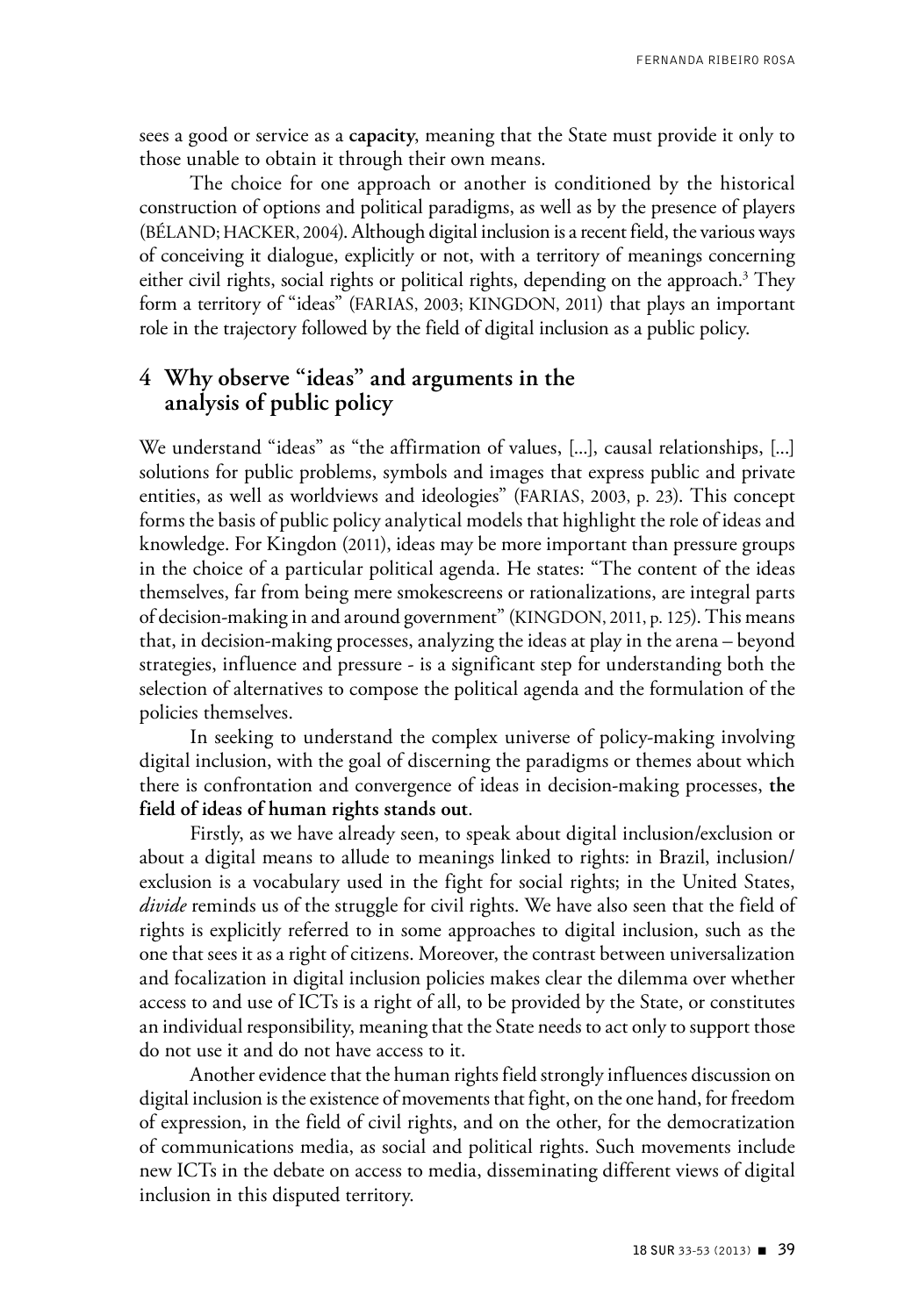sees a good or service as a **capacity**, meaning that the State must provide it only to those unable to obtain it through their own means.

The choice for one approach or another is conditioned by the historical construction of options and political paradigms, as well as by the presence of players (BÉLAND; HACKER, 2004). Although digital inclusion is a recent field, the various ways of conceiving it dialogue, explicitly or not, with a territory of meanings concerning either civil rights, social rights or political rights, depending on the approach.[3] They form a territory of "ideas" (FARIAS, 2003; KINGDON, 2011) that plays an important role in the trajectory followed by the field of digital inclusion as a public policy.

## 4 Why observe "ideas" and arguments in the analysis of public policy

We understand "ideas" as "the affirmation of values, [...], causal relationships, [...] solutions for public problems, symbols and images that express public and private entities, as well as worldviews and ideologies" (FARIAS, 2003, p. 23). This concept forms the basis of public policy analytical models that highlight the role of ideas and knowledge. For Kingdon (2011), ideas may be more important than pressure groups in the choice of a particular political agenda. He states: "The content of the ideas themselves, far from being mere smokescreens or rationalizations, are integral parts of decision-making in and around government" (KINGDON, 2011, p. 125). This means that, in decision-making processes, analyzing the ideas at play in the arena – beyond strategies, influence and pressure - is a significant step for understanding both the selection of alternatives to compose the political agenda and the formulation of the policies themselves.

In seeking to understand the complex universe of policy-making involving digital inclusion, with the goal of discerning the paradigms or themes about which there is confrontation and convergence of ideas in decision-making processes, **the field of ideas of human rights stands out**.

Firstly, as we have already seen, to speak about digital inclusion/exclusion or about a digital means to allude to meanings linked to rights: in Brazil, inclusion/exclusion is a vocabulary used in the fight for social rights; in the United States, *divide* reminds us of the struggle for civil rights. We have also seen that the field of rights is explicitly referred to in some approaches to digital inclusion, such as the one that sees it as a right of citizens. Moreover, the contrast between universalization and focalization in digital inclusion policies makes clear the dilemma over whether access to and use of ICTs is a right of all, to be provided by the State, or constitutes an individual responsibility, meaning that the State needs to act only to support those do not use it and do not have access to it.

Another evidence that the human rights field strongly influences discussion on digital inclusion is the existence of movements that fight, on the one hand, for freedom of expression, in the field of civil rights, and on the other, for the democratization of communications media, as social and political rights. Such movements include new ICTs in the debate on access to media, disseminating different views of digital inclusion in this disputed territory.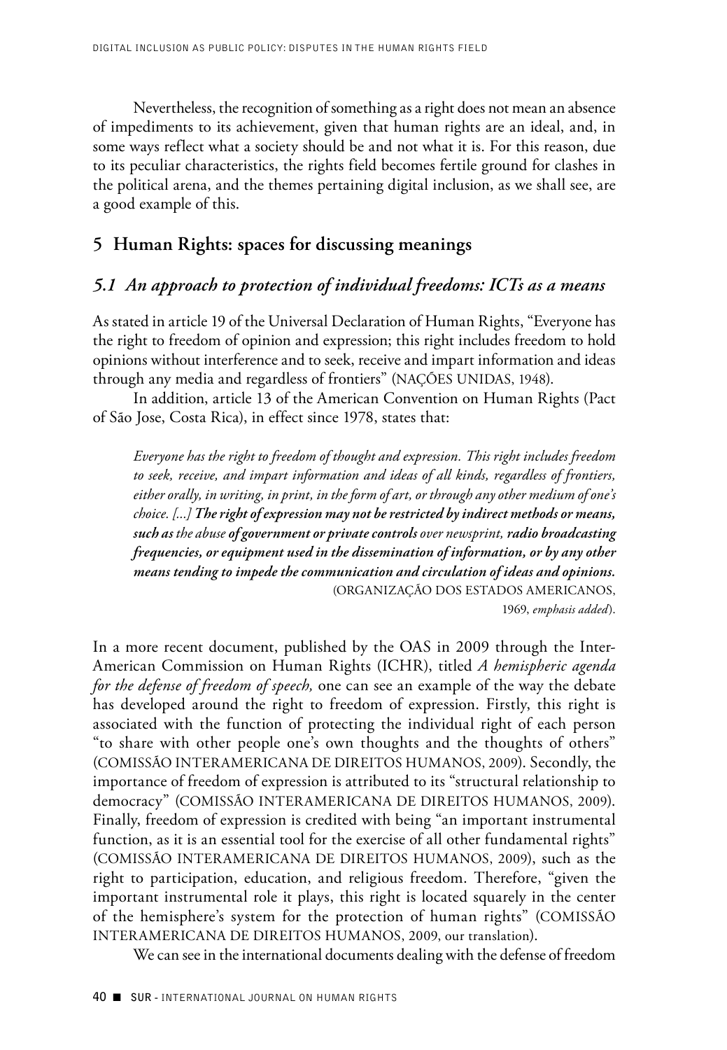Nevertheless, the recognition of something as a right does not mean an absence of impediments to its achievement, given that human rights are an ideal, and, in some ways reflect what a society should be and not what it is. For this reason, due to its peculiar characteristics, the rights field becomes fertile ground for clashes in the political arena, and the themes pertaining digital inclusion, as we shall see, are a good example of this.

## 5 Human Rights: spaces for discussing meanings

### *5.1 An approach to protection of individual freedoms: ICTs as a means*

As stated in article 19 of the Universal Declaration of Human Rights, "Everyone has the right to freedom of opinion and expression; this right includes freedom to hold opinions without interference and to seek, receive and impart information and ideas through any media and regardless of frontiers" (NAÇÕES UNIDAS, 1948).

In addition, article 13 of the American Convention on Human Rights (Pact of São Jose, Costa Rica), in effect since 1978, states that:

> *Everyone has the right to freedom of thought and expression. This right includes freedom to seek, receive, and impart information and ideas of all kinds, regardless of frontiers, either orally, in writing, in print, in the form of art, or through any other medium of one's choice. [...]* ***The right of expression may not be restricted by indirect methods or means, such as*** *the abuse* ***of government or private controls*** *over newsprint,* ***radio broadcasting frequencies, or equipment used in the dissemination of information, or by any other means tending to impede the communication and circulation of ideas and opinions.*** (ORGANIZAÇÃO DOS ESTADOS AMERICANOS, 1969, *emphasis added*).

In a more recent document, published by the OAS in 2009 through the Inter-American Commission on Human Rights (ICHR), titled *A hemispheric agenda for the defense of freedom of speech,* one can see an example of the way the debate has developed around the right to freedom of expression. Firstly, this right is associated with the function of protecting the individual right of each person "to share with other people one's own thoughts and the thoughts of others" (COMISSÃO INTERAMERICANA DE DIREITOS HUMANOS, 2009). Secondly, the importance of freedom of expression is attributed to its "structural relationship to democracy" (COMISSÃO INTERAMERICANA DE DIREITOS HUMANOS, 2009). Finally, freedom of expression is credited with being "an important instrumental function, as it is an essential tool for the exercise of all other fundamental rights" (COMISSÃO INTERAMERICANA DE DIREITOS HUMANOS, 2009), such as the right to participation, education, and religious freedom. Therefore, "given the important instrumental role it plays, this right is located squarely in the center of the hemisphere's system for the protection of human rights" (COMISSÃO INTERAMERICANA DE DIREITOS HUMANOS, 2009, our translation).

We can see in the international documents dealing with the defense of freedom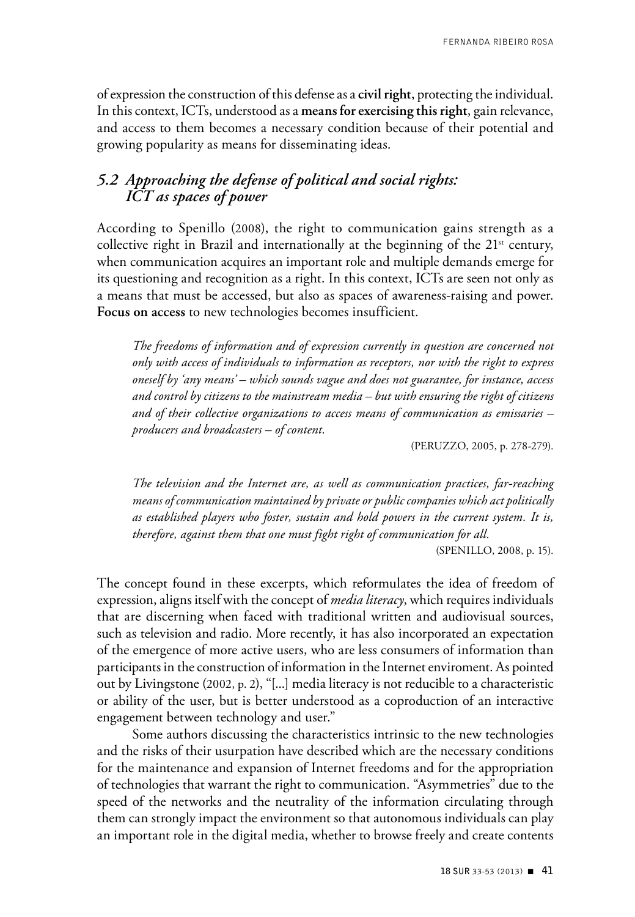of expression the construction of this defense as a **civil right**, protecting the individual. In this context, ICTs, understood as a **means for exercising this right**, gain relevance, and access to them becomes a necessary condition because of their potential and growing popularity as means for disseminating ideas.

## *5.2 Approaching the defense of political and social rights: ICT as spaces of power*

According to Spenillo (2008), the right to communication gains strength as a collective right in Brazil and internationally at the beginning of the 21st century, when communication acquires an important role and multiple demands emerge for its questioning and recognition as a right. In this context, ICTs are seen not only as a means that must be accessed, but also as spaces of awareness-raising and power. **Focus on access** to new technologies becomes insufficient.

> *The freedoms of information and of expression currently in question are concerned not only with access of individuals to information as receptors, nor with the right to express oneself by 'any means' – which sounds vague and does not guarantee, for instance, access and control by citizens to the mainstream media – but with ensuring the right of citizens and of their collective organizations to access means of communication as emissaries – producers and broadcasters – of content.*
>
> (PERUZZO, 2005, p. 278-279).

> *The television and the Internet are, as well as communication practices, far-reaching means of communication maintained by private or public companies which act politically as established players who foster, sustain and hold powers in the current system. It is, therefore, against them that one must fight right of communication for all.*
>
> (SPENILLO, 2008, p. 15).

The concept found in these excerpts, which reformulates the idea of freedom of expression, aligns itself with the concept of *media literacy*, which requires individuals that are discerning when faced with traditional written and audiovisual sources, such as television and radio. More recently, it has also incorporated an expectation of the emergence of more active users, who are less consumers of information than participants in the construction of information in the Internet enviroment. As pointed out by Livingstone (2002, p. 2), "[...] media literacy is not reducible to a characteristic or ability of the user, but is better understood as a coproduction of an interactive engagement between technology and user."

Some authors discussing the characteristics intrinsic to the new technologies and the risks of their usurpation have described which are the necessary conditions for the maintenance and expansion of Internet freedoms and for the appropriation of technologies that warrant the right to communication. "Asymmetries" due to the speed of the networks and the neutrality of the information circulating through them can strongly impact the environment so that autonomous individuals can play an important role in the digital media, whether to browse freely and create contents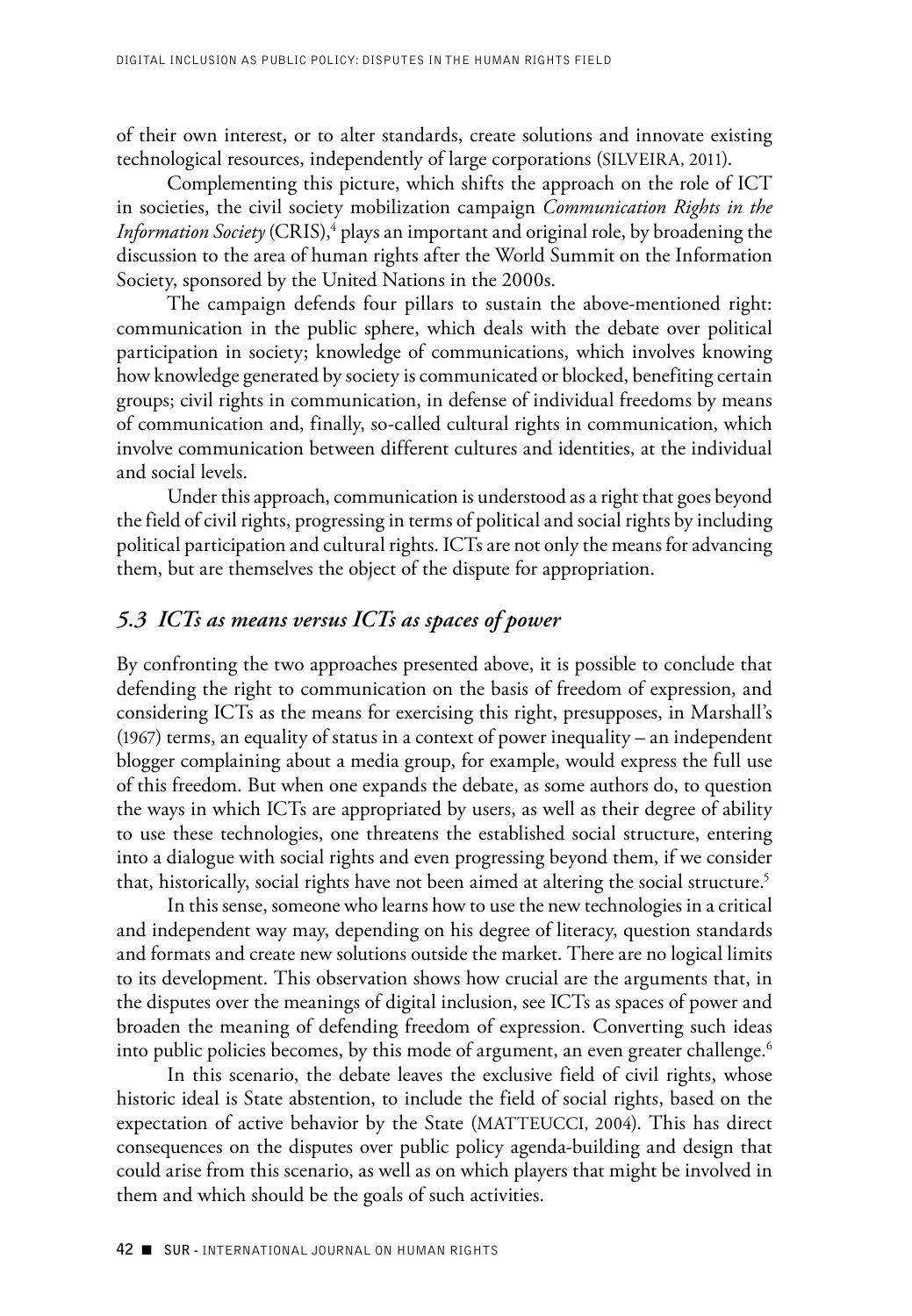of their own interest, or to alter standards, create solutions and innovate existing technological resources, independently of large corporations (SILVEIRA, 2011).

Complementing this picture, which shifts the approach on the role of ICT in societies, the civil society mobilization campaign *Communication Rights in the Information Society* (CRIS),[4] plays an important and original role, by broadening the discussion to the area of human rights after the World Summit on the Information Society, sponsored by the United Nations in the 2000s.

The campaign defends four pillars to sustain the above-mentioned right: communication in the public sphere, which deals with the debate over political participation in society; knowledge of communications, which involves knowing how knowledge generated by society is communicated or blocked, benefiting certain groups; civil rights in communication, in defense of individual freedoms by means of communication and, finally, so-called cultural rights in communication, which involve communication between different cultures and identities, at the individual and social levels.

Under this approach, communication is understood as a right that goes beyond the field of civil rights, progressing in terms of political and social rights by including political participation and cultural rights. ICTs are not only the means for advancing them, but are themselves the object of the dispute for appropriation.

### *5.3 ICTs as means versus ICTs as spaces of power*

By confronting the two approaches presented above, it is possible to conclude that defending the right to communication on the basis of freedom of expression, and considering ICTs as the means for exercising this right, presupposes, in Marshall's (1967) terms, an equality of status in a context of power inequality – an independent blogger complaining about a media group, for example, would express the full use of this freedom. But when one expands the debate, as some authors do, to question the ways in which ICTs are appropriated by users, as well as their degree of ability to use these technologies, one threatens the established social structure, entering into a dialogue with social rights and even progressing beyond them, if we consider that, historically, social rights have not been aimed at altering the social structure.[5]

In this sense, someone who learns how to use the new technologies in a critical and independent way may, depending on his degree of literacy, question standards and formats and create new solutions outside the market. There are no logical limits to its development. This observation shows how crucial are the arguments that, in the disputes over the meanings of digital inclusion, see ICTs as spaces of power and broaden the meaning of defending freedom of expression. Converting such ideas into public policies becomes, by this mode of argument, an even greater challenge.[6]

In this scenario, the debate leaves the exclusive field of civil rights, whose historic ideal is State abstention, to include the field of social rights, based on the expectation of active behavior by the State (MATTEUCCI, 2004). This has direct consequences on the disputes over public policy agenda-building and design that could arise from this scenario, as well as on which players that might be involved in them and which should be the goals of such activities.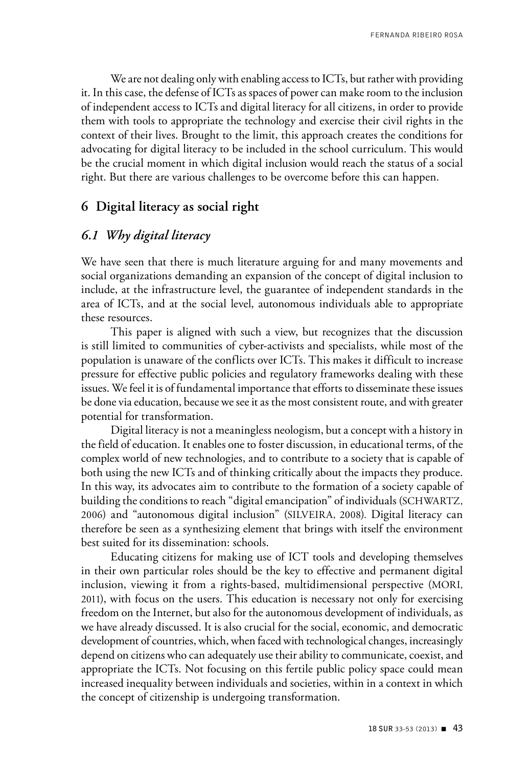We are not dealing only with enabling access to ICTs, but rather with providing it. In this case, the defense of ICTs as spaces of power can make room to the inclusion of independent access to ICTs and digital literacy for all citizens, in order to provide them with tools to appropriate the technology and exercise their civil rights in the context of their lives. Brought to the limit, this approach creates the conditions for advocating for digital literacy to be included in the school curriculum. This would be the crucial moment in which digital inclusion would reach the status of a social right. But there are various challenges to be overcome before this can happen.

## 6 Digital literacy as social right

### *6.1 Why digital literacy*

We have seen that there is much literature arguing for and many movements and social organizations demanding an expansion of the concept of digital inclusion to include, at the infrastructure level, the guarantee of independent standards in the area of ICTs, and at the social level, autonomous individuals able to appropriate these resources.

This paper is aligned with such a view, but recognizes that the discussion is still limited to communities of cyber-activists and specialists, while most of the population is unaware of the conflicts over ICTs. This makes it difficult to increase pressure for effective public policies and regulatory frameworks dealing with these issues. We feel it is of fundamental importance that efforts to disseminate these issues be done via education, because we see it as the most consistent route, and with greater potential for transformation.

Digital literacy is not a meaningless neologism, but a concept with a history in the field of education. It enables one to foster discussion, in educational terms, of the complex world of new technologies, and to contribute to a society that is capable of both using the new ICTs and of thinking critically about the impacts they produce. In this way, its advocates aim to contribute to the formation of a society capable of building the conditions to reach "digital emancipation" of individuals (SCHWARTZ, 2006) and "autonomous digital inclusion" (SILVEIRA, 2008). Digital literacy can therefore be seen as a synthesizing element that brings with itself the environment best suited for its dissemination: schools.

Educating citizens for making use of ICT tools and developing themselves in their own particular roles should be the key to effective and permanent digital inclusion, viewing it from a rights-based, multidimensional perspective (MORI, 2011), with focus on the users. This education is necessary not only for exercising freedom on the Internet, but also for the autonomous development of individuals, as we have already discussed. It is also crucial for the social, economic, and democratic development of countries, which, when faced with technological changes, increasingly depend on citizens who can adequately use their ability to communicate, coexist, and appropriate the ICTs. Not focusing on this fertile public policy space could mean increased inequality between individuals and societies, within in a context in which the concept of citizenship is undergoing transformation.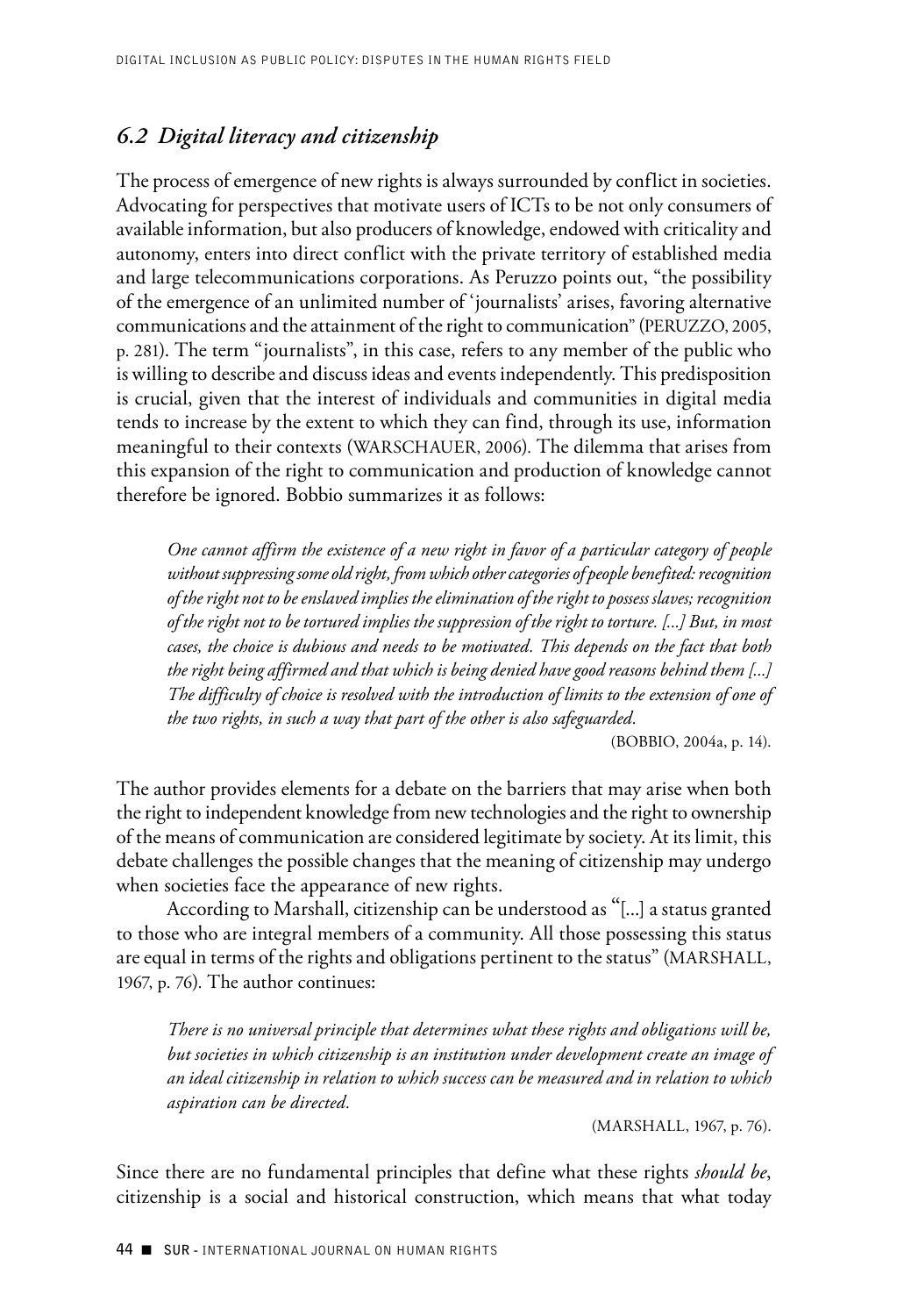### *6.2 Digital literacy and citizenship*

The process of emergence of new rights is always surrounded by conflict in societies. Advocating for perspectives that motivate users of ICTs to be not only consumers of available information, but also producers of knowledge, endowed with criticality and autonomy, enters into direct conflict with the private territory of established media and large telecommunications corporations. As Peruzzo points out, "the possibility of the emergence of an unlimited number of 'journalists' arises, favoring alternative communications and the attainment of the right to communication" (PERUZZO, 2005, p. 281). The term "journalists", in this case, refers to any member of the public who is willing to describe and discuss ideas and events independently. This predisposition is crucial, given that the interest of individuals and communities in digital media tends to increase by the extent to which they can find, through its use, information meaningful to their contexts (WARSCHAUER, 2006). The dilemma that arises from this expansion of the right to communication and production of knowledge cannot therefore be ignored. Bobbio summarizes it as follows:

> *One cannot affirm the existence of a new right in favor of a particular category of people without suppressing some old right, from which other categories of people benefited: recognition of the right not to be enslaved implies the elimination of the right to possess slaves; recognition of the right not to be tortured implies the suppression of the right to torture. [...] But, in most cases, the choice is dubious and needs to be motivated. This depends on the fact that both the right being affirmed and that which is being denied have good reasons behind them [...] The difficulty of choice is resolved with the introduction of limits to the extension of one of the two rights, in such a way that part of the other is also safeguarded.*
>
> (BOBBIO, 2004a, p. 14).

The author provides elements for a debate on the barriers that may arise when both the right to independent knowledge from new technologies and the right to ownership of the means of communication are considered legitimate by society. At its limit, this debate challenges the possible changes that the meaning of citizenship may undergo when societies face the appearance of new rights.

According to Marshall, citizenship can be understood as "[...] a status granted to those who are integral members of a community. All those possessing this status are equal in terms of the rights and obligations pertinent to the status" (MARSHALL, 1967, p. 76). The author continues:

> *There is no universal principle that determines what these rights and obligations will be, but societies in which citizenship is an institution under development create an image of an ideal citizenship in relation to which success can be measured and in relation to which aspiration can be directed.*
>
> (MARSHALL, 1967, p. 76).

Since there are no fundamental principles that define what these rights *should be*, citizenship is a social and historical construction, which means that what today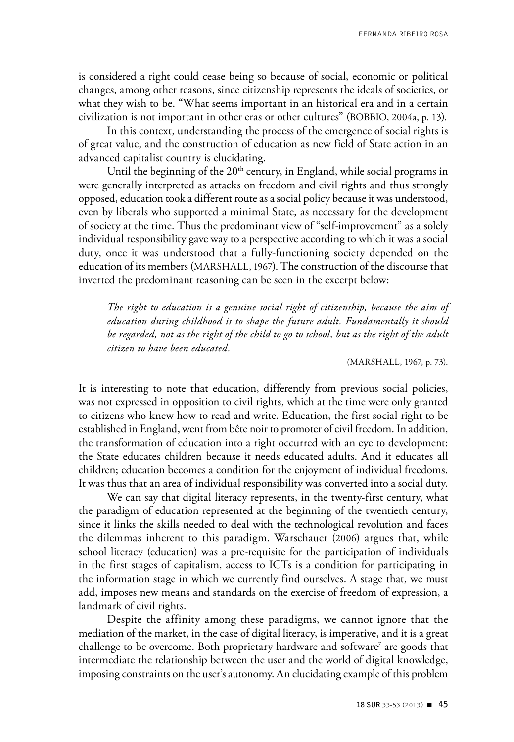is considered a right could cease being so because of social, economic or political changes, among other reasons, since citizenship represents the ideals of societies, or what they wish to be. "What seems important in an historical era and in a certain civilization is not important in other eras or other cultures" (BOBBIO, 2004a, p. 13).

In this context, understanding the process of the emergence of social rights is of great value, and the construction of education as new field of State action in an advanced capitalist country is elucidating.

Until the beginning of the 20th century, in England, while social programs in were generally interpreted as attacks on freedom and civil rights and thus strongly opposed, education took a different route as a social policy because it was understood, even by liberals who supported a minimal State, as necessary for the development of society at the time. Thus the predominant view of "self-improvement" as a solely individual responsibility gave way to a perspective according to which it was a social duty, once it was understood that a fully-functioning society depended on the education of its members (MARSHALL, 1967). The construction of the discourse that inverted the predominant reasoning can be seen in the excerpt below:

> *The right to education is a genuine social right of citizenship, because the aim of education during childhood is to shape the future adult. Fundamentally it should be regarded, not as the right of the child to go to school, but as the right of the adult citizen to have been educated.*
>
> (MARSHALL, 1967, p. 73).

It is interesting to note that education, differently from previous social policies, was not expressed in opposition to civil rights, which at the time were only granted to citizens who knew how to read and write. Education, the first social right to be established in England, went from bête noir to promoter of civil freedom. In addition, the transformation of education into a right occurred with an eye to development: the State educates children because it needs educated adults. And it educates all children; education becomes a condition for the enjoyment of individual freedoms. It was thus that an area of individual responsibility was converted into a social duty.

We can say that digital literacy represents, in the twenty-first century, what the paradigm of education represented at the beginning of the twentieth century, since it links the skills needed to deal with the technological revolution and faces the dilemmas inherent to this paradigm. Warschauer (2006) argues that, while school literacy (education) was a pre-requisite for the participation of individuals in the first stages of capitalism, access to ICTs is a condition for participating in the information stage in which we currently find ourselves. A stage that, we must add, imposes new means and standards on the exercise of freedom of expression, a landmark of civil rights.

Despite the affinity among these paradigms, we cannot ignore that the mediation of the market, in the case of digital literacy, is imperative, and it is a great challenge to be overcome. Both proprietary hardware and software[7] are goods that intermediate the relationship between the user and the world of digital knowledge, imposing constraints on the user's autonomy. An elucidating example of this problem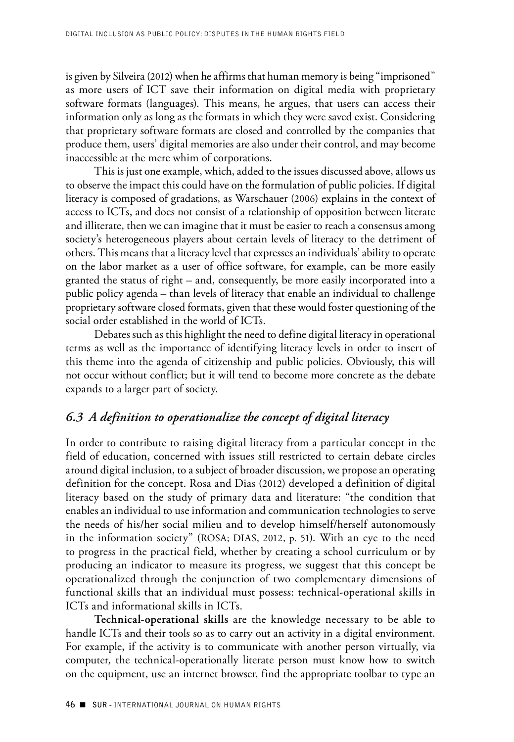is given by Silveira (2012) when he affirms that human memory is being "imprisoned" as more users of ICT save their information on digital media with proprietary software formats (languages). This means, he argues, that users can access their information only as long as the formats in which they were saved exist. Considering that proprietary software formats are closed and controlled by the companies that produce them, users' digital memories are also under their control, and may become inaccessible at the mere whim of corporations.

This is just one example, which, added to the issues discussed above, allows us to observe the impact this could have on the formulation of public policies. If digital literacy is composed of gradations, as Warschauer (2006) explains in the context of access to ICTs, and does not consist of a relationship of opposition between literate and illiterate, then we can imagine that it must be easier to reach a consensus among society's heterogeneous players about certain levels of literacy to the detriment of others. This means that a literacy level that expresses an individuals' ability to operate on the labor market as a user of office software, for example, can be more easily granted the status of right – and, consequently, be more easily incorporated into a public policy agenda – than levels of literacy that enable an individual to challenge proprietary software closed formats, given that these would foster questioning of the social order established in the world of ICTs.

Debates such as this highlight the need to define digital literacy in operational terms as well as the importance of identifying literacy levels in order to insert of this theme into the agenda of citizenship and public policies. Obviously, this will not occur without conflict; but it will tend to become more concrete as the debate expands to a larger part of society.

### *6.3 A definition to operationalize the concept of digital literacy*

In order to contribute to raising digital literacy from a particular concept in the field of education, concerned with issues still restricted to certain debate circles around digital inclusion, to a subject of broader discussion, we propose an operating definition for the concept. Rosa and Dias (2012) developed a definition of digital literacy based on the study of primary data and literature: "the condition that enables an individual to use information and communication technologies to serve the needs of his/her social milieu and to develop himself/herself autonomously in the information society" (ROSA; DIAS, 2012, p. 51). With an eye to the need to progress in the practical field, whether by creating a school curriculum or by producing an indicator to measure its progress, we suggest that this concept be operationalized through the conjunction of two complementary dimensions of functional skills that an individual must possess: technical-operational skills in ICTs and informational skills in ICTs.

**Technical-operational skills** are the knowledge necessary to be able to handle ICTs and their tools so as to carry out an activity in a digital environment. For example, if the activity is to communicate with another person virtually, via computer, the technical-operationally literate person must know how to switch on the equipment, use an internet browser, find the appropriate toolbar to type an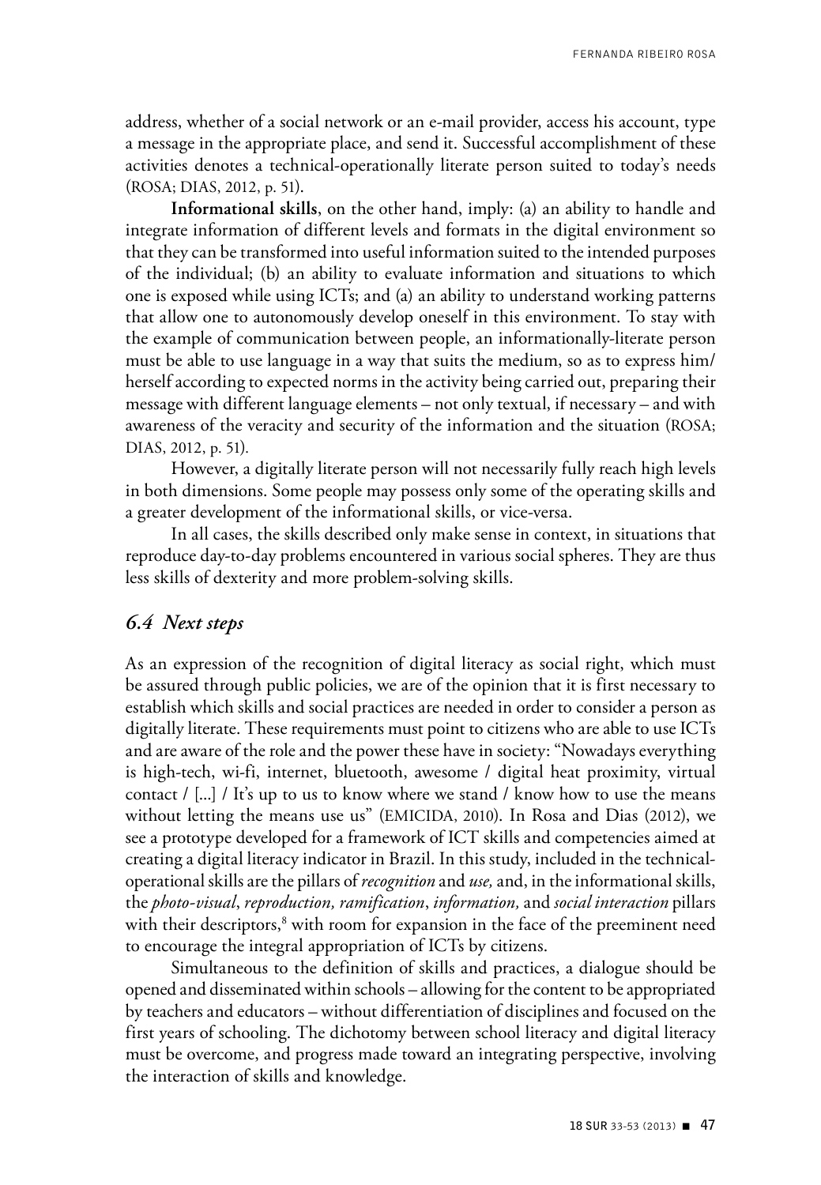address, whether of a social network or an e-mail provider, access his account, type a message in the appropriate place, and send it. Successful accomplishment of these activities denotes a technical-operationally literate person suited to today's needs (ROSA; DIAS, 2012, p. 51).

**Informational skills**, on the other hand, imply: (a) an ability to handle and integrate information of different levels and formats in the digital environment so that they can be transformed into useful information suited to the intended purposes of the individual; (b) an ability to evaluate information and situations to which one is exposed while using ICTs; and (a) an ability to understand working patterns that allow one to autonomously develop oneself in this environment. To stay with the example of communication between people, an informationally-literate person must be able to use language in a way that suits the medium, so as to express him/herself according to expected norms in the activity being carried out, preparing their message with different language elements – not only textual, if necessary – and with awareness of the veracity and security of the information and the situation (ROSA; DIAS, 2012, p. 51).

However, a digitally literate person will not necessarily fully reach high levels in both dimensions. Some people may possess only some of the operating skills and a greater development of the informational skills, or vice-versa.

In all cases, the skills described only make sense in context, in situations that reproduce day-to-day problems encountered in various social spheres. They are thus less skills of dexterity and more problem-solving skills.

## *6.4 Next steps*

As an expression of the recognition of digital literacy as social right, which must be assured through public policies, we are of the opinion that it is first necessary to establish which skills and social practices are needed in order to consider a person as digitally literate. These requirements must point to citizens who are able to use ICTs and are aware of the role and the power these have in society: "Nowadays everything is high-tech, wi-fi, internet, bluetooth, awesome / digital heat proximity, virtual contact / [...] / It's up to us to know where we stand / know how to use the means without letting the means use us" (EMICIDA, 2010). In Rosa and Dias (2012), we see a prototype developed for a framework of ICT skills and competencies aimed at creating a digital literacy indicator in Brazil. In this study, included in the technical-operational skills are the pillars of *recognition* and *use,* and, in the informational skills, the *photo-visual*, *reproduction, ramification*, *information,* and *social interaction* pillars with their descriptors,[8] with room for expansion in the face of the preeminent need to encourage the integral appropriation of ICTs by citizens.

Simultaneous to the definition of skills and practices, a dialogue should be opened and disseminated within schools – allowing for the content to be appropriated by teachers and educators – without differentiation of disciplines and focused on the first years of schooling. The dichotomy between school literacy and digital literacy must be overcome, and progress made toward an integrating perspective, involving the interaction of skills and knowledge.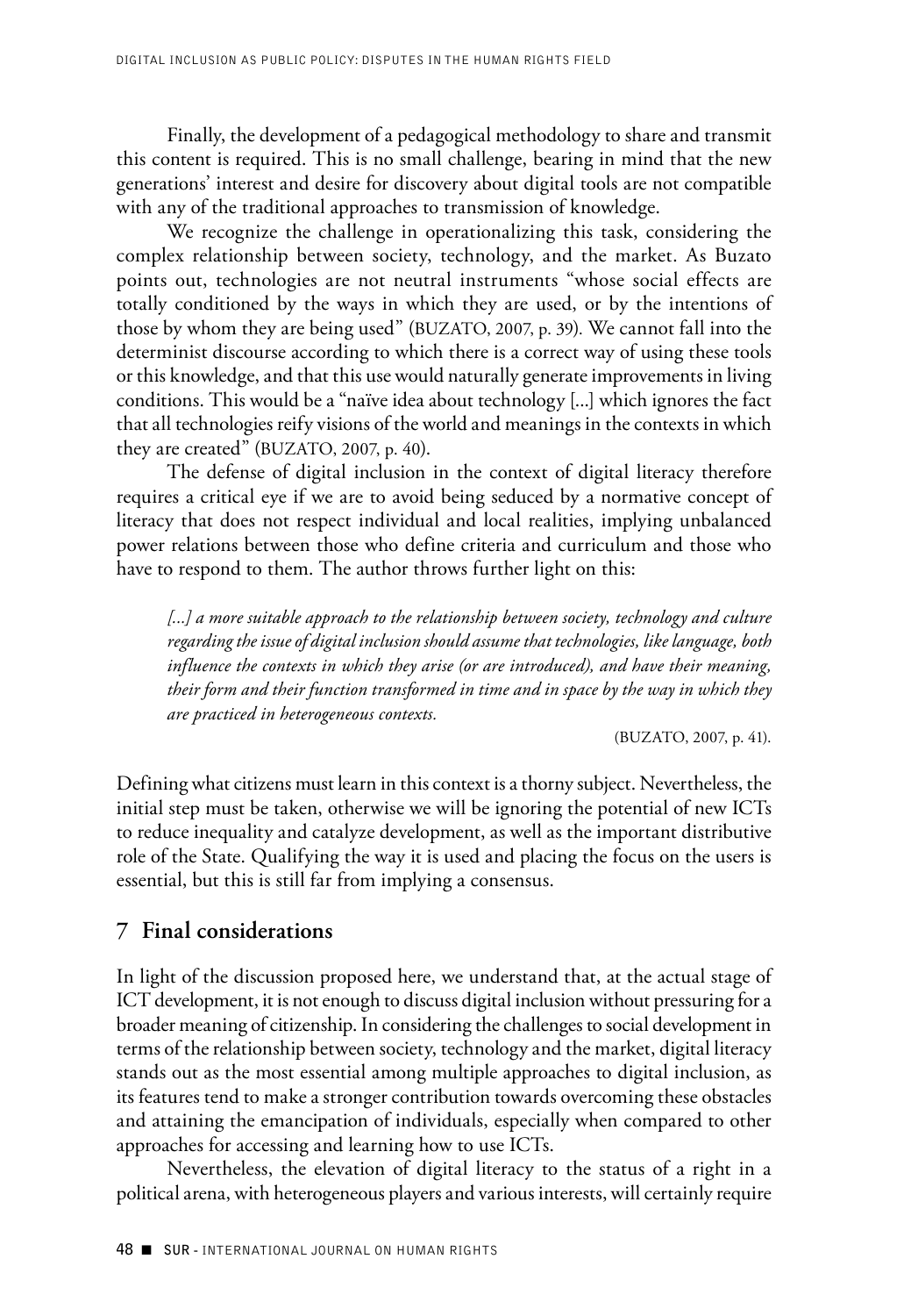Finally, the development of a pedagogical methodology to share and transmit this content is required. This is no small challenge, bearing in mind that the new generations' interest and desire for discovery about digital tools are not compatible with any of the traditional approaches to transmission of knowledge.

We recognize the challenge in operationalizing this task, considering the complex relationship between society, technology, and the market. As Buzato points out, technologies are not neutral instruments "whose social effects are totally conditioned by the ways in which they are used, or by the intentions of those by whom they are being used" (BUZATO, 2007, p. 39). We cannot fall into the determinist discourse according to which there is a correct way of using these tools or this knowledge, and that this use would naturally generate improvements in living conditions. This would be a "naïve idea about technology [...] which ignores the fact that all technologies reify visions of the world and meanings in the contexts in which they are created" (BUZATO, 2007, p. 40).

The defense of digital inclusion in the context of digital literacy therefore requires a critical eye if we are to avoid being seduced by a normative concept of literacy that does not respect individual and local realities, implying unbalanced power relations between those who define criteria and curriculum and those who have to respond to them. The author throws further light on this:

> *[...] a more suitable approach to the relationship between society, technology and culture regarding the issue of digital inclusion should assume that technologies, like language, both influence the contexts in which they arise (or are introduced), and have their meaning, their form and their function transformed in time and in space by the way in which they are practiced in heterogeneous contexts.*
>
> (BUZATO, 2007, p. 41).

Defining what citizens must learn in this context is a thorny subject. Nevertheless, the initial step must be taken, otherwise we will be ignoring the potential of new ICTs to reduce inequality and catalyze development, as well as the important distributive role of the State. Qualifying the way it is used and placing the focus on the users is essential, but this is still far from implying a consensus.

## 7 Final considerations

In light of the discussion proposed here, we understand that, at the actual stage of ICT development, it is not enough to discuss digital inclusion without pressuring for a broader meaning of citizenship. In considering the challenges to social development in terms of the relationship between society, technology and the market, digital literacy stands out as the most essential among multiple approaches to digital inclusion, as its features tend to make a stronger contribution towards overcoming these obstacles and attaining the emancipation of individuals, especially when compared to other approaches for accessing and learning how to use ICTs.

Nevertheless, the elevation of digital literacy to the status of a right in a political arena, with heterogeneous players and various interests, will certainly require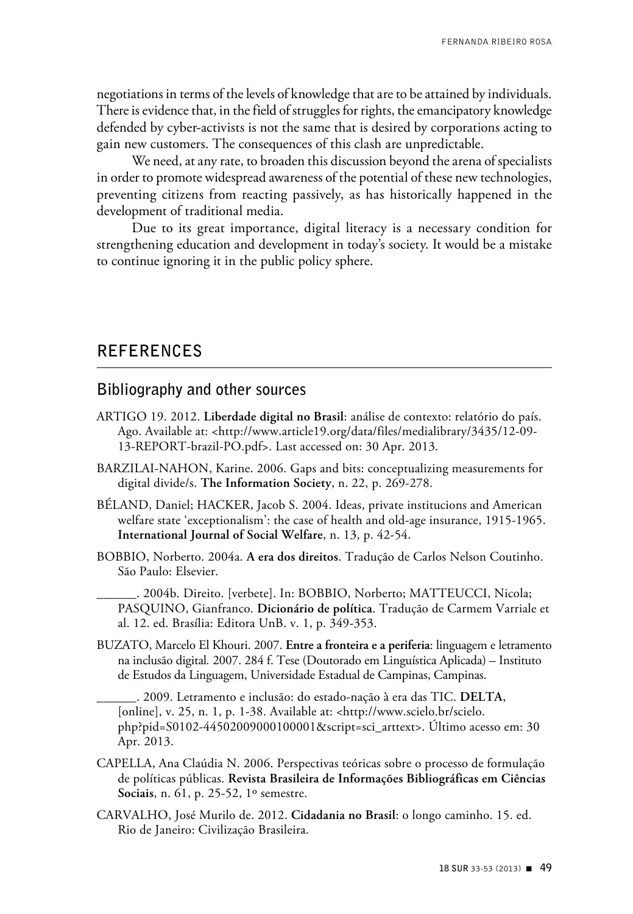negotiations in terms of the levels of knowledge that are to be attained by individuals. There is evidence that, in the field of struggles for rights, the emancipatory knowledge defended by cyber-activists is not the same that is desired by corporations acting to gain new customers. The consequences of this clash are unpredictable.

We need, at any rate, to broaden this discussion beyond the arena of specialists in order to promote widespread awareness of the potential of these new technologies, preventing citizens from reacting passively, as has historically happened in the development of traditional media.

Due to its great importance, digital literacy is a necessary condition for strengthening education and development in today's society. It would be a mistake to continue ignoring it in the public policy sphere.

## REFERENCES

### Bibliography and other sources

ARTIGO 19. 2012. **Liberdade digital no Brasil**: análise de contexto: relatório do país. Ago. Available at: <http://www.article19.org/data/files/medialibrary/3435/12-09-13-REPORT-brazil-PO.pdf>. Last accessed on: 30 Apr. 2013.

BARZILAI-NAHON, Karine. 2006. Gaps and bits: conceptualizing measurements for digital divide/s. **The Information Society**, n. 22, p. 269-278.

BÉLAND, Daniel; HACKER, Jacob S. 2004. Ideas, private institucions and American welfare state 'exceptionalism': the case of health and old-age insurance, 1915-1965. **International Journal of Social Welfare**, n. 13, p. 42-54.

BOBBIO, Norberto. 2004a. **A era dos direitos**. Tradução de Carlos Nelson Coutinho. São Paulo: Elsevier.

______. 2004b. Direito. [verbete]. In: BOBBIO, Norberto; MATTEUCCI, Nicola; PASQUINO, Gianfranco. **Dicionário de política**. Tradução de Carmem Varriale et al. 12. ed. Brasília: Editora UnB. v. 1, p. 349-353.

BUZATO, Marcelo El Khouri. 2007. **Entre a fronteira e a periferia**: linguagem e letramento na inclusão digital*.* 2007. 284 f. Tese (Doutorado em Linguística Aplicada) – Instituto de Estudos da Linguagem, Universidade Estadual de Campinas, Campinas.

______. 2009. Letramento e inclusão: do estado-nação à era das TIC. **DELTA**, [online], v. 25, n. 1, p. 1-38. Available at: <http://www.scielo.br/scielo.php?pid=S0102-44502009000100001&script=sci_arttext>. Último acesso em: 30 Apr. 2013.

CAPELLA, Ana Claúdia N. 2006. Perspectivas teóricas sobre o processo de formulação de políticas públicas. **Revista Brasileira de Informações Bibliográficas em Ciências Sociais**, n. 61, p. 25-52, 1º semestre.

CARVALHO, José Murilo de. 2012. **Cidadania no Brasil**: o longo caminho. 15. ed. Rio de Janeiro: Civilização Brasileira.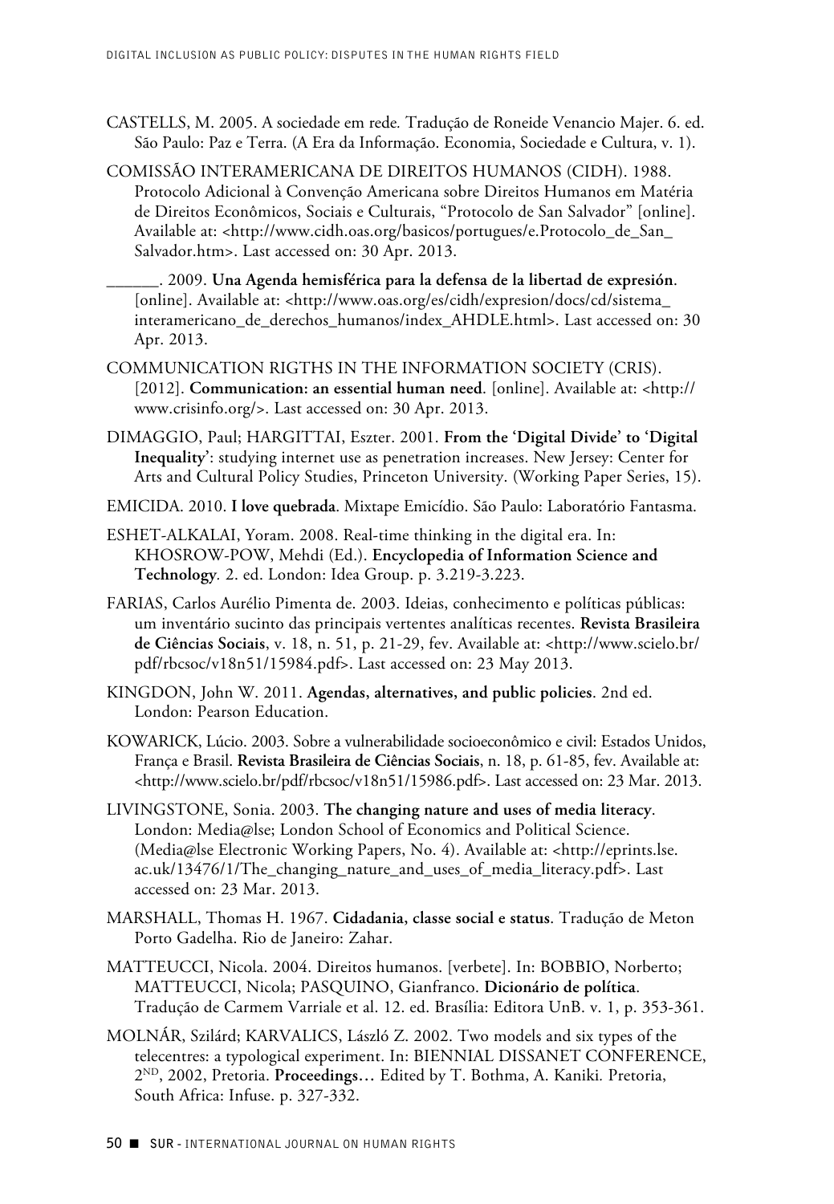CASTELLS, M. 2005. A sociedade em rede. Tradução de Roneide Venancio Majer. 6. ed. São Paulo: Paz e Terra. (A Era da Informação. Economia, Sociedade e Cultura, v. 1).

COMISSÃO INTERAMERICANA DE DIREITOS HUMANOS (CIDH). 1988. Protocolo Adicional à Convenção Americana sobre Direitos Humanos em Matéria de Direitos Econômicos, Sociais e Culturais, "Protocolo de San Salvador" [online]. Available at: <http://www.cidh.oas.org/basicos/portugues/e.Protocolo_de_San_Salvador.htm>. Last accessed on: 30 Apr. 2013.

______. 2009. **Una Agenda hemisférica para la defensa de la libertad de expresión**. [online]. Available at: <http://www.oas.org/es/cidh/expresion/docs/cd/sistema_interamericano_de_derechos_humanos/index_AHDLE.html>. Last accessed on: 30 Apr. 2013.

COMMUNICATION RIGTHS IN THE INFORMATION SOCIETY (CRIS). [2012]. **Communication: an essential human need**. [online]. Available at: <http://www.crisinfo.org/>. Last accessed on: 30 Apr. 2013.

DIMAGGIO, Paul; HARGITTAI, Eszter. 2001. **From the 'Digital Divide' to 'Digital Inequality'**: studying internet use as penetration increases. New Jersey: Center for Arts and Cultural Policy Studies, Princeton University. (Working Paper Series, 15).

EMICIDA. 2010. **I love quebrada**. Mixtape Emicídio. São Paulo: Laboratório Fantasma.

ESHET-ALKALAI, Yoram. 2008. Real-time thinking in the digital era. In: KHOSROW-POW, Mehdi (Ed.). **Encyclopedia of Information Science and Technology**. 2. ed. London: Idea Group. p. 3.219-3.223.

FARIAS, Carlos Aurélio Pimenta de. 2003. Ideias, conhecimento e políticas públicas: um inventário sucinto das principais vertentes analíticas recentes. **Revista Brasileira de Ciências Sociais**, v. 18, n. 51, p. 21-29, fev. Available at: <http://www.scielo.br/pdf/rbcsoc/v18n51/15984.pdf>. Last accessed on: 23 May 2013.

KINGDON, John W. 2011. **Agendas, alternatives, and public policies**. 2nd ed. London: Pearson Education.

KOWARICK, Lúcio. 2003. Sobre a vulnerabilidade socioeconômico e civil: Estados Unidos, França e Brasil. **Revista Brasileira de Ciências Sociais**, n. 18, p. 61-85, fev. Available at: <http://www.scielo.br/pdf/rbcsoc/v18n51/15986.pdf>. Last accessed on: 23 Mar. 2013.

LIVINGSTONE, Sonia. 2003. **The changing nature and uses of media literacy**. London: Media@lse; London School of Economics and Political Science. (Media@lse Electronic Working Papers, No. 4). Available at: <http://eprints.lse.ac.uk/13476/1/The_changing_nature_and_uses_of_media_literacy.pdf>. Last accessed on: 23 Mar. 2013.

MARSHALL, Thomas H. 1967. **Cidadania, classe social e status**. Tradução de Meton Porto Gadelha. Rio de Janeiro: Zahar.

MATTEUCCI, Nicola. 2004. Direitos humanos. [verbete]. In: BOBBIO, Norberto; MATTEUCCI, Nicola; PASQUINO, Gianfranco. **Dicionário de política**. Tradução de Carmem Varriale et al. 12. ed. Brasília: Editora UnB. v. 1, p. 353-361.

MOLNÁR, Szilárd; KARVALICS, László Z. 2002. Two models and six types of the telecentres: a typological experiment. In: BIENNIAL DISSANET CONFERENCE, 2ND, 2002, Pretoria. **Proceedings…** Edited by T. Bothma, A. Kaniki. Pretoria, South Africa: Infuse. p. 327-332.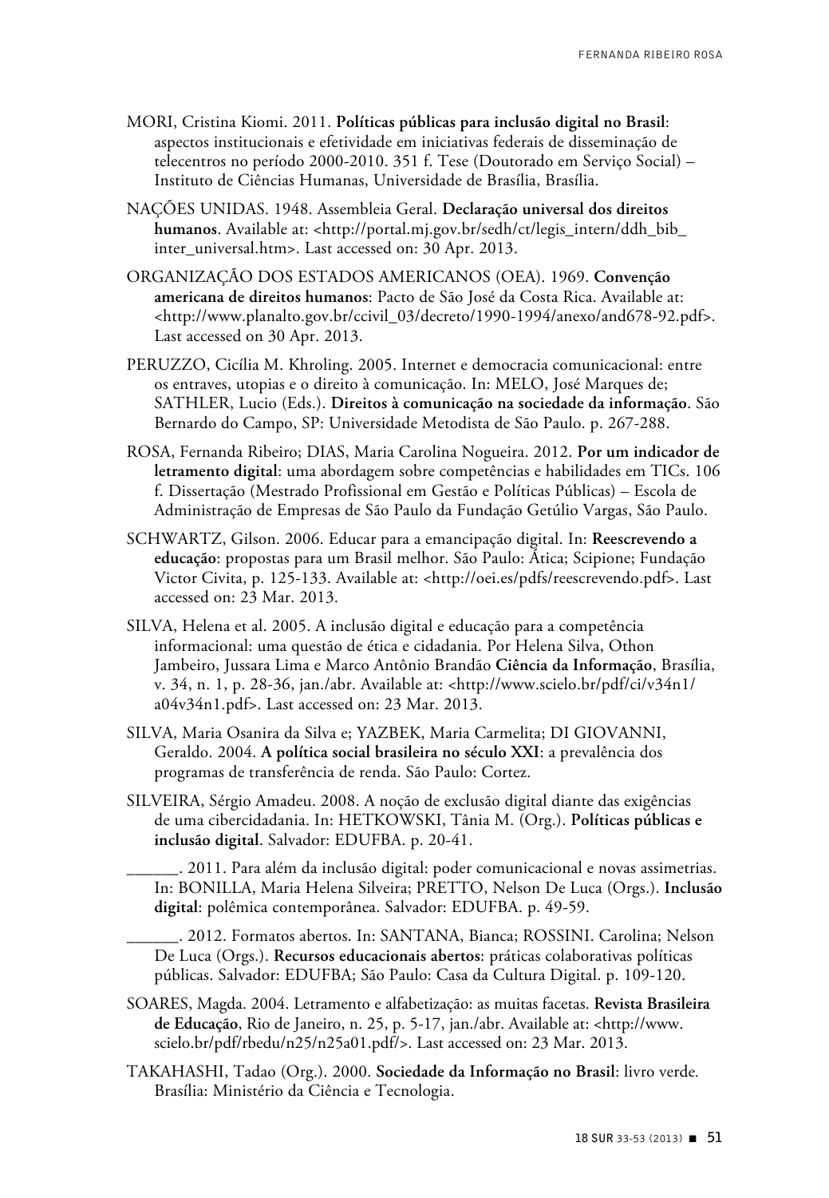MORI, Cristina Kiomi. 2011. **Políticas públicas para inclusão digital no Brasil**: aspectos institucionais e efetividade em iniciativas federais de disseminação de telecentros no período 2000-2010. 351 f. Tese (Doutorado em Serviço Social) – Instituto de Ciências Humanas, Universidade de Brasília, Brasília.

NAÇÕES UNIDAS. 1948. Assembleia Geral. **Declaração universal dos direitos humanos**. Available at: <http://portal.mj.gov.br/sedh/ct/legis_intern/ddh_bib_inter_universal.htm>. Last accessed on: 30 Apr. 2013.

ORGANIZAÇÃO DOS ESTADOS AMERICANOS (OEA). 1969. **Convenção americana de direitos humanos**: Pacto de São José da Costa Rica. Available at: <http://www.planalto.gov.br/ccivil_03/decreto/1990-1994/anexo/and678-92.pdf>. Last accessed on 30 Apr. 2013.

PERUZZO, Cicília M. Khroling. 2005. Internet e democracia comunicacional: entre os entraves, utopias e o direito à comunicação. In: MELO, José Marques de; SATHLER, Lucio (Eds.). **Direitos à comunicação na sociedade da informação**. São Bernardo do Campo, SP: Universidade Metodista de São Paulo. p. 267-288.

ROSA, Fernanda Ribeiro; DIAS, Maria Carolina Nogueira. 2012. **Por um indicador de letramento digital**: uma abordagem sobre competências e habilidades em TICs. 106 f. Dissertação (Mestrado Profissional em Gestão e Políticas Públicas) – Escola de Administração de Empresas de São Paulo da Fundação Getúlio Vargas, São Paulo.

SCHWARTZ, Gilson. 2006. Educar para a emancipação digital. In: **Reescrevendo a educação**: propostas para um Brasil melhor. São Paulo: Ática; Scipione; Fundação Victor Civita, p. 125-133. Available at: <http://oei.es/pdfs/reescrevendo.pdf>. Last accessed on: 23 Mar. 2013.

SILVA, Helena et al. 2005. A inclusão digital e educação para a competência informacional: uma questão de ética e cidadania. Por Helena Silva, Othon Jambeiro, Jussara Lima e Marco Antônio Brandão **Ciência da Informação**, Brasília, v. 34, n. 1, p. 28-36, jan./abr. Available at: <http://www.scielo.br/pdf/ci/v34n1/a04v34n1.pdf>. Last accessed on: 23 Mar. 2013.

SILVA, Maria Osanira da Silva e; YAZBEK, Maria Carmelita; DI GIOVANNI, Geraldo. 2004. **A política social brasileira no século XXI**: a prevalência dos programas de transferência de renda. São Paulo: Cortez.

SILVEIRA, Sérgio Amadeu. 2008. A noção de exclusão digital diante das exigências de uma cibercidadania. In: HETKOWSKI, Tânia M. (Org.). **Políticas públicas e inclusão digital**. Salvador: EDUFBA. p. 20-41.

______. 2011. Para além da inclusão digital: poder comunicacional e novas assimetrias. In: BONILLA, Maria Helena Silveira; PRETTO, Nelson De Luca (Orgs.). **Inclusão digital**: polêmica contemporânea. Salvador: EDUFBA. p. 49-59.

______. 2012. Formatos abertos. In: SANTANA, Bianca; ROSSINI. Carolina; Nelson De Luca (Orgs.). **Recursos educacionais abertos**: práticas colaborativas políticas públicas. Salvador: EDUFBA; São Paulo: Casa da Cultura Digital. p. 109-120.

SOARES, Magda. 2004. Letramento e alfabetização: as muitas facetas. **Revista Brasileira de Educação**, Rio de Janeiro, n. 25, p. 5-17, jan./abr. Available at: <http://www.scielo.br/pdf/rbedu/n25/n25a01.pdf/>. Last accessed on: 23 Mar. 2013.

TAKAHASHI, Tadao (Org.). 2000. **Sociedade da Informação no Brasil**: livro verde. Brasília: Ministério da Ciência e Tecnologia.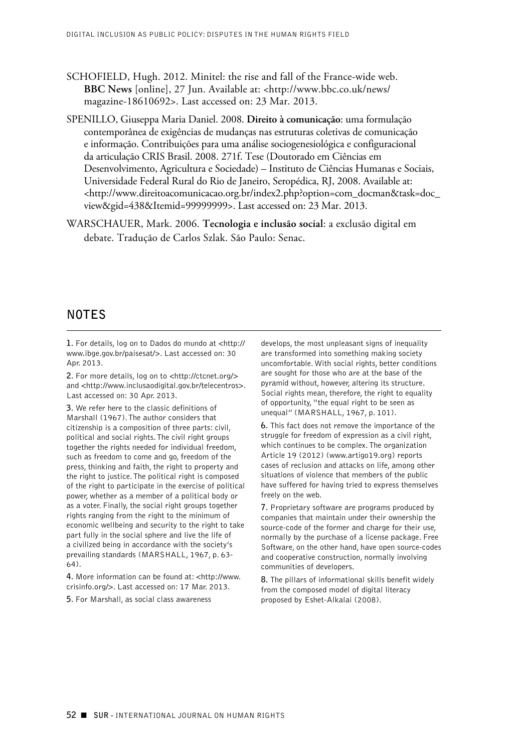SCHOFIELD, Hugh. 2012. Minitel: the rise and fall of the France-wide web. **BBC News** [online], 27 Jun. Available at: <http://www.bbc.co.uk/news/magazine-18610692>. Last accessed on: 23 Mar. 2013.

SPENILLO, Giuseppa Maria Daniel. 2008. **Direito à comunicação**: uma formulação contemporânea de exigências de mudanças nas estruturas coletivas de comunicação e informação. Contribuições para uma análise sociogenesiológica e configuracional da articulação CRIS Brasil. 2008. 271f. Tese (Doutorado em Ciências em Desenvolvimento, Agricultura e Sociedade) – Instituto de Ciências Humanas e Sociais, Universidade Federal Rural do Rio de Janeiro, Seropédica, RJ, 2008. Available at: <http://www.direitoacomunicacao.org.br/index2.php?option=com_docman&task=doc_view&gid=438&Itemid=99999999>. Last accessed on: 23 Mar. 2013.

WARSCHAUER, Mark. 2006. **Tecnologia e inclusão social**: a exclusão digital em debate. Tradução de Carlos Szlak. São Paulo: Senac.

## NOTES

1. For details, log on to Dados do mundo at <http://www.ibge.gov.br/paisesat/>. Last accessed on: 30 Apr. 2013.

2. For more details, log on to <http://ctcnet.org/> and <http://www.inclusaodigital.gov.br/telecentros>. Last accessed on: 30 Apr. 2013.

3. We refer here to the classic definitions of Marshall (1967). The author considers that citizenship is a composition of three parts: civil, political and social rights. The civil right groups together the rights needed for individual freedom, such as freedom to come and go, freedom of the press, thinking and faith, the right to property and the right to justice. The political right is composed of the right to participate in the exercise of political power, whether as a member of a political body or as a voter. Finally, the social right groups together rights ranging from the right to the minimum of economic wellbeing and security to the right to take part fully in the social sphere and live the life of a civilized being in accordance with the society's prevailing standards (MARSHALL, 1967, p. 63-64).

4. More information can be found at: <http://www.crisinfo.org/>. Last accessed on: 17 Mar. 2013.

5. For Marshall, as social class awareness develops, the most unpleasant signs of inequality are transformed into something making society uncomfortable. With social rights, better conditions are sought for those who are at the base of the pyramid without, however, altering its structure. Social rights mean, therefore, the right to equality of opportunity, "the equal right to be seen as unequal" (MARSHALL, 1967, p. 101).

6. This fact does not remove the importance of the struggle for freedom of expression as a civil right, which continues to be complex. The organization Article 19 (2012) (www.artigo19.org) reports cases of reclusion and attacks on life, among other situations of violence that members of the public have suffered for having tried to express themselves freely on the web.

7. Proprietary software are programs produced by companies that maintain under their ownership the source-code of the former and charge for their use, normally by the purchase of a license package. Free Software, on the other hand, have open source-codes and cooperative construction, normally involving communities of developers.

8. The pillars of informational skills benefit widely from the composed model of digital literacy proposed by Eshet-Alkalai (2008).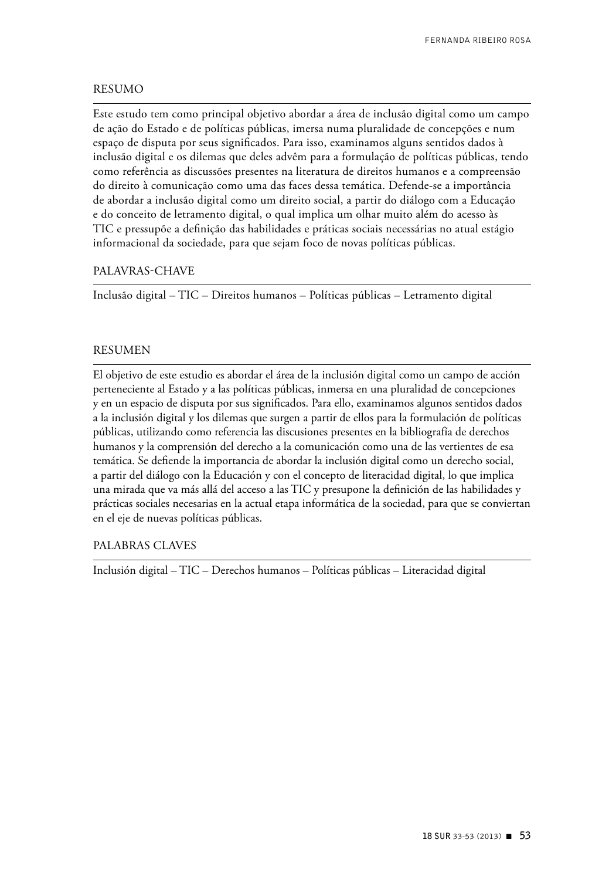## RESUMO

Este estudo tem como principal objetivo abordar a área de inclusão digital como um campo de ação do Estado e de políticas públicas, imersa numa pluralidade de concepções e num espaço de disputa por seus significados. Para isso, examinamos alguns sentidos dados à inclusão digital e os dilemas que deles advêm para a formulação de políticas públicas, tendo como referência as discussões presentes na literatura de direitos humanos e a compreensão do direito à comunicação como uma das faces dessa temática. Defende-se a importância de abordar a inclusão digital como um direito social, a partir do diálogo com a Educação e do conceito de letramento digital, o qual implica um olhar muito além do acesso às TIC e pressupõe a definição das habilidades e práticas sociais necessárias no atual estágio informacional da sociedade, para que sejam foco de novas políticas públicas.

## PALAVRAS-CHAVE

Inclusão digital – TIC – Direitos humanos – Políticas públicas – Letramento digital

## RESUMEN

El objetivo de este estudio es abordar el área de la inclusión digital como un campo de acción perteneciente al Estado y a las políticas públicas, inmersa en una pluralidad de concepciones y en un espacio de disputa por sus significados. Para ello, examinamos algunos sentidos dados a la inclusión digital y los dilemas que surgen a partir de ellos para la formulación de políticas públicas, utilizando como referencia las discusiones presentes en la bibliografía de derechos humanos y la comprensión del derecho a la comunicación como una de las vertientes de esa temática. Se defiende la importancia de abordar la inclusión digital como un derecho social, a partir del diálogo con la Educación y con el concepto de literacidad digital, lo que implica una mirada que va más allá del acceso a las TIC y presupone la definición de las habilidades y prácticas sociales necesarias en la actual etapa informática de la sociedad, para que se conviertan en el eje de nuevas políticas públicas.

## PALABRAS CLAVES

Inclusión digital – TIC – Derechos humanos – Políticas públicas – Literacidad digital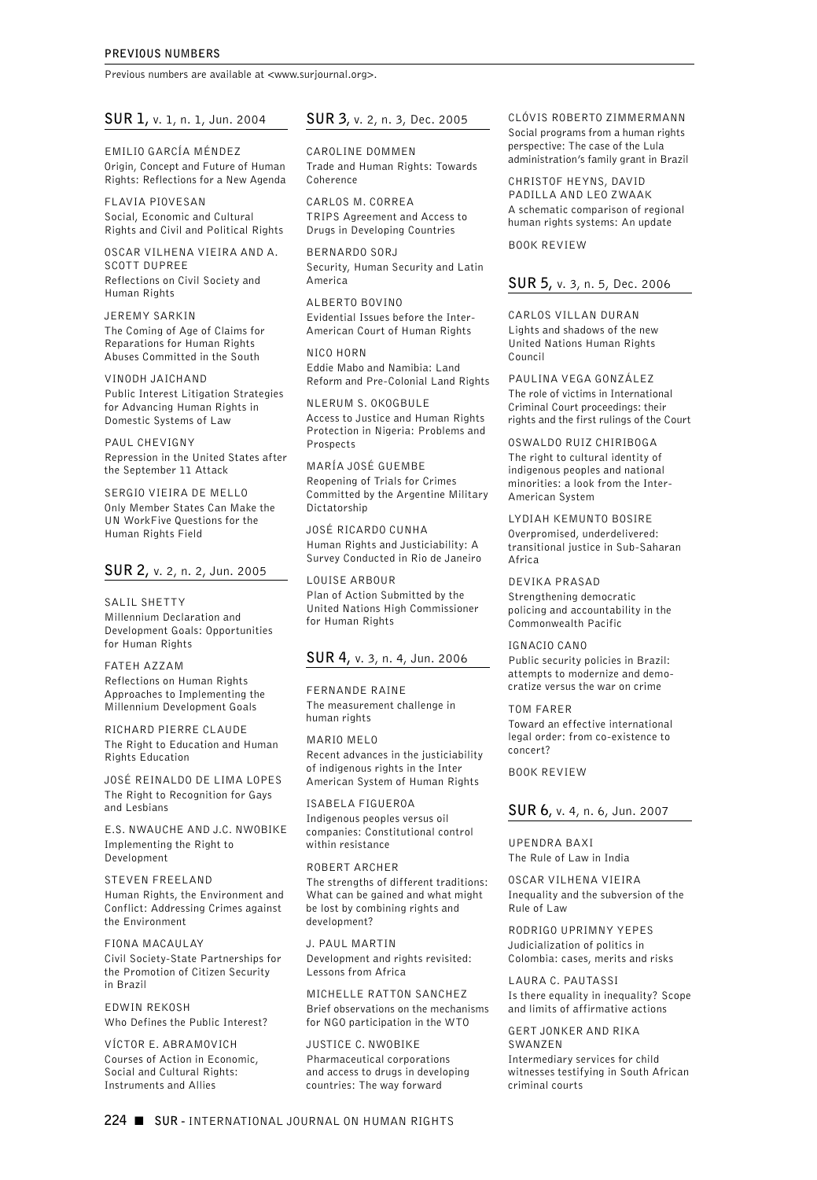## PREVIOUS NUMBERS

Previous numbers are available at <www.surjournal.org>.

### SUR 1, v. 1, n. 1, Jun. 2004

EMILIO GARCÍA MÉNDEZ
Origin, Concept and Future of Human Rights: Reflections for a New Agenda

FLAVIA PIOVESAN
Social, Economic and Cultural Rights and Civil and Political Rights

OSCAR VILHENA VIEIRA AND A. SCOTT DUPREE
Reflections on Civil Society and Human Rights

JEREMY SARKIN
The Coming of Age of Claims for Reparations for Human Rights Abuses Committed in the South

VINODH JAICHAND
Public Interest Litigation Strategies for Advancing Human Rights in Domestic Systems of Law

PAUL CHEVIGNY
Repression in the United States after the September 11 Attack

SERGIO VIEIRA DE MELLO
Only Member States Can Make the UN WorkFive Questions for the Human Rights Field

### SUR 2, v. 2, n. 2, Jun. 2005

SALIL SHETTY
Millennium Declaration and Development Goals: Opportunities for Human Rights

FATEH AZZAM
Reflections on Human Rights Approaches to Implementing the Millennium Development Goals

RICHARD PIERRE CLAUDE
The Right to Education and Human Rights Education

JOSÉ REINALDO DE LIMA LOPES
The Right to Recognition for Gays and Lesbians

E.S. NWAUCHE AND J.C. NWOBIKE
Implementing the Right to Development

STEVEN FREELAND
Human Rights, the Environment and Conflict: Addressing Crimes against the Environment

FIONA MACAULAY
Civil Society-State Partnerships for the Promotion of Citizen Security in Brazil

EDWIN REKOSH
Who Defines the Public Interest?

VÍCTOR E. ABRAMOVICH
Courses of Action in Economic, Social and Cultural Rights: Instruments and Allies

### SUR 3, v. 2, n. 3, Dec. 2005

CAROLINE DOMMEN
Trade and Human Rights: Towards Coherence

CARLOS M. CORREA
TRIPS Agreement and Access to Drugs in Developing Countries

BERNARDO SORJ
Security, Human Security and Latin America

ALBERTO BOVINO
Evidential Issues before the Inter-American Court of Human Rights

NICO HORN
Eddie Mabo and Namibia: Land Reform and Pre-Colonial Land Rights

NLERUM S. OKOGBULE
Access to Justice and Human Rights Protection in Nigeria: Problems and Prospects

MARÍA JOSÉ GUEMBE
Reopening of Trials for Crimes Committed by the Argentine Military Dictatorship

JOSÉ RICARDO CUNHA
Human Rights and Justiciability: A Survey Conducted in Rio de Janeiro

LOUISE ARBOUR
Plan of Action Submitted by the United Nations High Commissioner for Human Rights

### SUR 4, v. 3, n. 4, Jun. 2006

FERNANDE RAINE
The measurement challenge in human rights

MARIO MELO
Recent advances in the justiciability of indigenous rights in the Inter American System of Human Rights

ISABELA FIGUEROA
Indigenous peoples versus oil companies: Constitutional control within resistance

ROBERT ARCHER
The strengths of different traditions: What can be gained and what might be lost by combining rights and development?

J. PAUL MARTIN
Development and rights revisited: Lessons from Africa

MICHELLE RATTON SANCHEZ
Brief observations on the mechanisms for NGO participation in the WTO

JUSTICE C. NWOBIKE
Pharmaceutical corporations and access to drugs in developing countries: The way forward

CLÓVIS ROBERTO ZIMMERMANN
Social programs from a human rights perspective: The case of the Lula administration's family grant in Brazil

CHRISTOF HEYNS, DAVID PADILLA AND LEO ZWAAK
A schematic comparison of regional human rights systems: An update

BOOK REVIEW

### SUR 5, v. 3, n. 5, Dec. 2006

CARLOS VILLAN DURAN
Lights and shadows of the new United Nations Human Rights Council

PAULINA VEGA GONZÁLEZ
The role of victims in International Criminal Court proceedings: their rights and the first rulings of the Court

OSWALDO RUIZ CHIRIBOGA
The right to cultural identity of indigenous peoples and national minorities: a look from the Inter-American System

LYDIAH KEMUNTO BOSIRE
Overpromised, underdelivered: transitional justice in Sub-Saharan Africa

DEVIKA PRASAD
Strengthening democratic policing and accountability in the Commonwealth Pacific

IGNACIO CANO
Public security policies in Brazil: attempts to modernize and democratize versus the war on crime

TOM FARER
Toward an effective international legal order: from co-existence to concert?

BOOK REVIEW

### SUR 6, v. 4, n. 6, Jun. 2007

UPENDRA BAXI
The Rule of Law in India

OSCAR VILHENA VIEIRA
Inequality and the subversion of the Rule of Law

RODRIGO UPRIMNY YEPES
Judicialization of politics in Colombia: cases, merits and risks

LAURA C. PAUTASSI
Is there equality in inequality? Scope and limits of affirmative actions

GERT JONKER AND RIKA SWANZEN
Intermediary services for child witnesses testifying in South African criminal courts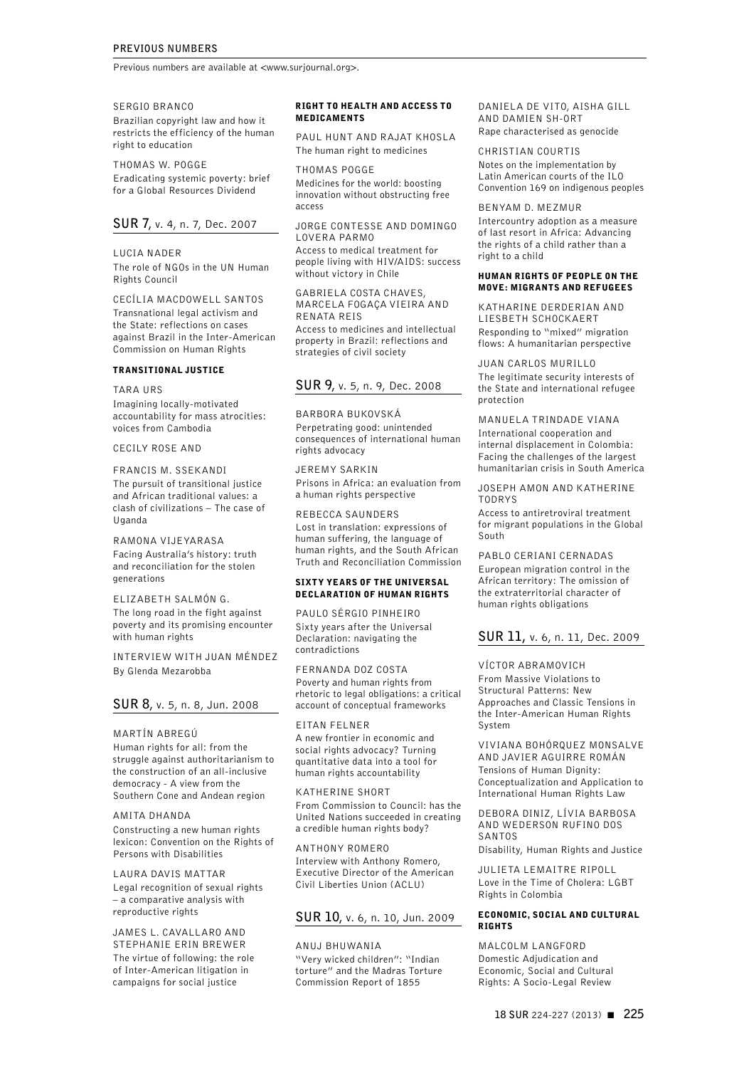## PREVIOUS NUMBERS

Previous numbers are available at <www.surjournal.org>.

SERGIO BRANCO
Brazilian copyright law and how it restricts the efficiency of the human right to education

THOMAS W. POGGE
Eradicating systemic poverty: brief for a Global Resources Dividend

## SUR 7, v. 4, n. 7, Dec. 2007

LUCIA NADER
The role of NGOs in the UN Human Rights Council

CECÍLIA MACDOWELL SANTOS
Transnational legal activism and the State: reflections on cases against Brazil in the Inter-American Commission on Human Rights

### TRANSITIONAL JUSTICE

TARA URS
Imagining locally-motivated accountability for mass atrocities: voices from Cambodia

CECILY ROSE AND

FRANCIS M. SSEKANDI
The pursuit of transitional justice and African traditional values: a clash of civilizations – The case of Uganda

RAMONA VIJEYARASA
Facing Australia's history: truth and reconciliation for the stolen generations

ELIZABETH SALMÓN G.
The long road in the fight against poverty and its promising encounter with human rights

INTERVIEW WITH JUAN MÉNDEZ
By Glenda Mezarobba

## SUR 8, v. 5, n. 8, Jun. 2008

MARTÍN ABREGÚ
Human rights for all: from the struggle against authoritarianism to the construction of an all-inclusive democracy - A view from the Southern Cone and Andean region

AMITA DHANDA
Constructing a new human rights lexicon: Convention on the Rights of Persons with Disabilities

LAURA DAVIS MATTAR
Legal recognition of sexual rights – a comparative analysis with reproductive rights

JAMES L. CAVALLARO AND STEPHANIE ERIN BREWER
The virtue of following: the role of Inter-American litigation in campaigns for social justice

### RIGHT TO HEALTH AND ACCESS TO MEDICAMENTS

PAUL HUNT AND RAJAT KHOSLA
The human right to medicines

THOMAS POGGE
Medicines for the world: boosting innovation without obstructing free access

JORGE CONTESSE AND DOMINGO LOVERA PARMO
Access to medical treatment for people living with HIV/AIDS: success without victory in Chile

GABRIELA COSTA CHAVES, MARCELA FOGAÇA VIEIRA AND RENATA REIS
Access to medicines and intellectual property in Brazil: reflections and strategies of civil society

## SUR 9, v. 5, n. 9, Dec. 2008

BARBORA BUKOVSKÁ
Perpetrating good: unintended consequences of international human rights advocacy

JEREMY SARKIN
Prisons in Africa: an evaluation from a human rights perspective

REBECCA SAUNDERS
Lost in translation: expressions of human suffering, the language of human rights, and the South African Truth and Reconciliation Commission

### SIXTY YEARS OF THE UNIVERSAL DECLARATION OF HUMAN RIGHTS

PAULO SÉRGIO PINHEIRO
Sixty years after the Universal Declaration: navigating the contradictions

FERNANDA DOZ COSTA
Poverty and human rights from rhetoric to legal obligations: a critical account of conceptual frameworks

EITAN FELNER
A new frontier in economic and social rights advocacy? Turning quantitative data into a tool for human rights accountability

KATHERINE SHORT
From Commission to Council: has the United Nations succeeded in creating a credible human rights body?

ANTHONY ROMERO
Interview with Anthony Romero, Executive Director of the American Civil Liberties Union (ACLU)

## SUR 10, v. 6, n. 10, Jun. 2009

ANUJ BHUWANIA
"Very wicked children": "Indian torture" and the Madras Torture Commission Report of 1855

DANIELA DE VITO, AISHA GILL AND DAMIEN SH-ORT
Rape characterised as genocide

CHRISTIAN COURTIS
Notes on the implementation by Latin American courts of the ILO Convention 169 on indigenous peoples

BENYAM D. MEZMUR
Intercountry adoption as a measure of last resort in Africa: Advancing the rights of a child rather than a right to a child

### HUMAN RIGHTS OF PEOPLE ON THE MOVE: MIGRANTS AND REFUGEES

KATHARINE DERDERIAN AND LIESBETH SCHOCKAERT
Responding to "mixed" migration flows: A humanitarian perspective

JUAN CARLOS MURILLO
The legitimate security interests of the State and international refugee protection

MANUELA TRINDADE VIANA
International cooperation and internal displacement in Colombia: Facing the challenges of the largest humanitarian crisis in South America

JOSEPH AMON AND KATHERINE TODRYS
Access to antiretroviral treatment for migrant populations in the Global South

PABLO CERIANI CERNADAS
European migration control in the African territory: The omission of the extraterritorial character of human rights obligations

## SUR 11, v. 6, n. 11, Dec. 2009

VÍCTOR ABRAMOVICH
From Massive Violations to Structural Patterns: New Approaches and Classic Tensions in the Inter-American Human Rights System

VIVIANA BOHÓRQUEZ MONSALVE AND JAVIER AGUIRRE ROMÁN
Tensions of Human Dignity: Conceptualization and Application to International Human Rights Law

DEBORA DINIZ, LÍVIA BARBOSA AND WEDERSON RUFINO DOS SANTOS
Disability, Human Rights and Justice

JULIETA LEMAITRE RIPOLL
Love in the Time of Cholera: LGBT Rights in Colombia

### ECONOMIC, SOCIAL AND CULTURAL RIGHTS

MALCOLM LANGFORD
Domestic Adjudication and Economic, Social and Cultural Rights: A Socio-Legal Review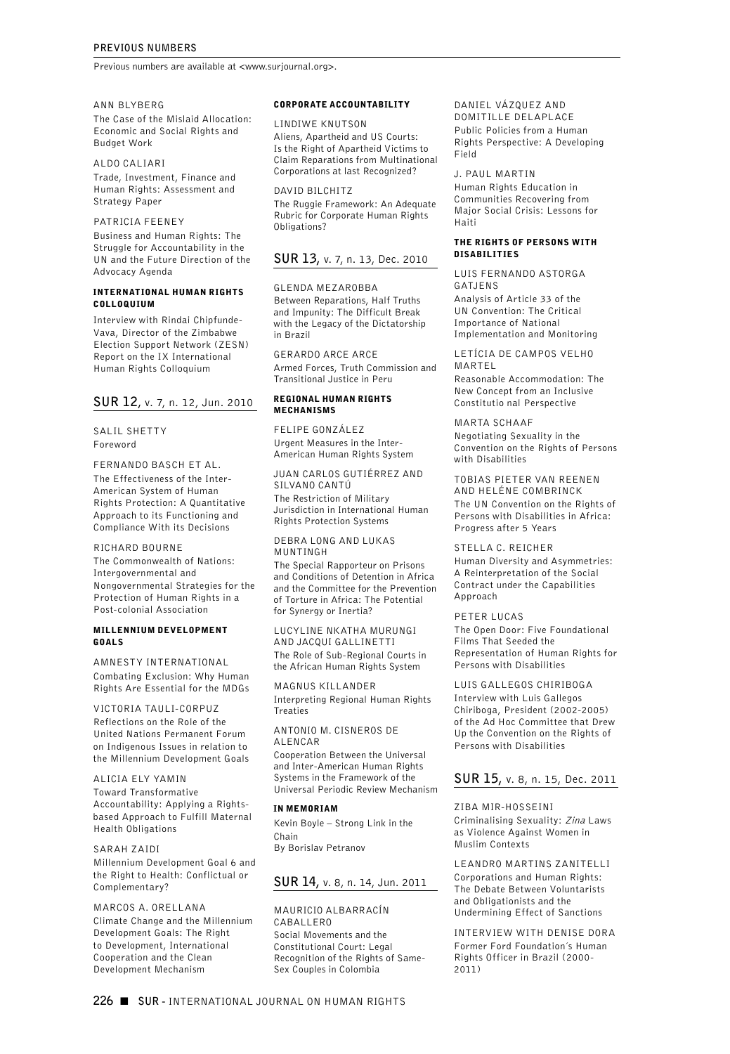## PREVIOUS NUMBERS

Previous numbers are available at <www.surjournal.org>.

ANN BLYBERG
The Case of the Mislaid Allocation: Economic and Social Rights and Budget Work

ALDO CALIARI
Trade, Investment, Finance and Human Rights: Assessment and Strategy Paper

PATRICIA FEENEY
Business and Human Rights: The Struggle for Accountability in the UN and the Future Direction of the Advocacy Agenda

**INTERNATIONAL HUMAN RIGHTS COLLOQUIUM**

Interview with Rindai Chipfunde-Vava, Director of the Zimbabwe Election Support Network (ZESN)
Report on the IX International Human Rights Colloquium

### SUR 12, v. 7, n. 12, Jun. 2010

SALIL SHETTY
Foreword

FERNANDO BASCH ET AL.
The Effectiveness of the Inter-American System of Human Rights Protection: A Quantitative Approach to its Functioning and Compliance With its Decisions

RICHARD BOURNE
The Commonwealth of Nations: Intergovernmental and Nongovernmental Strategies for the Protection of Human Rights in a Post-colonial Association

**MILLENNIUM DEVELOPMENT GOALS**

AMNESTY INTERNATIONAL
Combating Exclusion: Why Human Rights Are Essential for the MDGs

VICTORIA TAULI-CORPUZ
Reflections on the Role of the United Nations Permanent Forum on Indigenous Issues in relation to the Millennium Development Goals

ALICIA ELY YAMIN
Toward Transformative Accountability: Applying a Rights-based Approach to Fulfill Maternal Health Obligations

SARAH ZAIDI
Millennium Development Goal 6 and the Right to Health: Conflictual or Complementary?

MARCOS A. ORELLANA
Climate Change and the Millennium Development Goals: The Right to Development, International Cooperation and the Clean Development Mechanism

**CORPORATE ACCOUNTABILITY**

LINDIWE KNUTSON
Aliens, Apartheid and US Courts: Is the Right of Apartheid Victims to Claim Reparations from Multinational Corporations at last Recognized?

DAVID BILCHITZ
The Ruggie Framework: An Adequate Rubric for Corporate Human Rights Obligations?

### SUR 13, v. 7, n. 13, Dec. 2010

GLENDA MEZAROBBA
Between Reparations, Half Truths and Impunity: The Difficult Break with the Legacy of the Dictatorship in Brazil

GERARDO ARCE ARCE
Armed Forces, Truth Commission and Transitional Justice in Peru

**REGIONAL HUMAN RIGHTS MECHANISMS**

FELIPE GONZÁLEZ
Urgent Measures in the Inter-American Human Rights System

JUAN CARLOS GUTIÉRREZ AND SILVANO CANTÚ
The Restriction of Military Jurisdiction in International Human Rights Protection Systems

DEBRA LONG AND LUKAS MUNTINGH
The Special Rapporteur on Prisons and Conditions of Detention in Africa and the Committee for the Prevention of Torture in Africa: The Potential for Synergy or Inertia?

LUCYLINE NKATHA MURUNGI AND JACQUI GALLINETTI
The Role of Sub-Regional Courts in the African Human Rights System

MAGNUS KILLANDER
Interpreting Regional Human Rights Treaties

ANTONIO M. CISNEROS DE ALENCAR
Cooperation Between the Universal and Inter-American Human Rights Systems in the Framework of the Universal Periodic Review Mechanism

**IN MEMORIAM**

Kevin Boyle – Strong Link in the Chain
By Borislav Petranov

### SUR 14, v. 8, n. 14, Jun. 2011

MAURICIO ALBARRACÍN CABALLERO
Social Movements and the Constitutional Court: Legal Recognition of the Rights of Same-Sex Couples in Colombia

DANIEL VÁZQUEZ AND DOMITILLE DELAPLACE
Public Policies from a Human Rights Perspective: A Developing Field

J. PAUL MARTIN
Human Rights Education in Communities Recovering from Major Social Crisis: Lessons for Haiti

**THE RIGHTS OF PERSONS WITH DISABILITIES**

LUIS FERNANDO ASTORGA GATJENS
Analysis of Article 33 of the UN Convention: The Critical Importance of National Implementation and Monitoring

LETÍCIA DE CAMPOS VELHO MARTEL
Reasonable Accommodation: The New Concept from an Inclusive Constitutio nal Perspective

MARTA SCHAAF
Negotiating Sexuality in the Convention on the Rights of Persons with Disabilities

TOBIAS PIETER VAN REENEN AND HELÉNE COMBRINCK
The UN Convention on the Rights of Persons with Disabilities in Africa: Progress after 5 Years

STELLA C. REICHER
Human Diversity and Asymmetries: A Reinterpretation of the Social Contract under the Capabilities Approach

PETER LUCAS
The Open Door: Five Foundational Films That Seeded the Representation of Human Rights for Persons with Disabilities

LUIS GALLEGOS CHIRIBOGA
Interview with Luis Gallegos Chiriboga, President (2002-2005) of the Ad Hoc Committee that Drew Up the Convention on the Rights of Persons with Disabilities

### SUR 15, v. 8, n. 15, Dec. 2011

ZIBA MIR-HOSSEINI
Criminalising Sexuality: *Zina* Laws as Violence Against Women in Muslim Contexts

LEANDRO MARTINS ZANITELLI
Corporations and Human Rights: The Debate Between Voluntarists and Obligationists and the Undermining Effect of Sanctions

INTERVIEW WITH DENISE DORA
Former Ford Foundation´s Human Rights Officer in Brazil (2000-2011)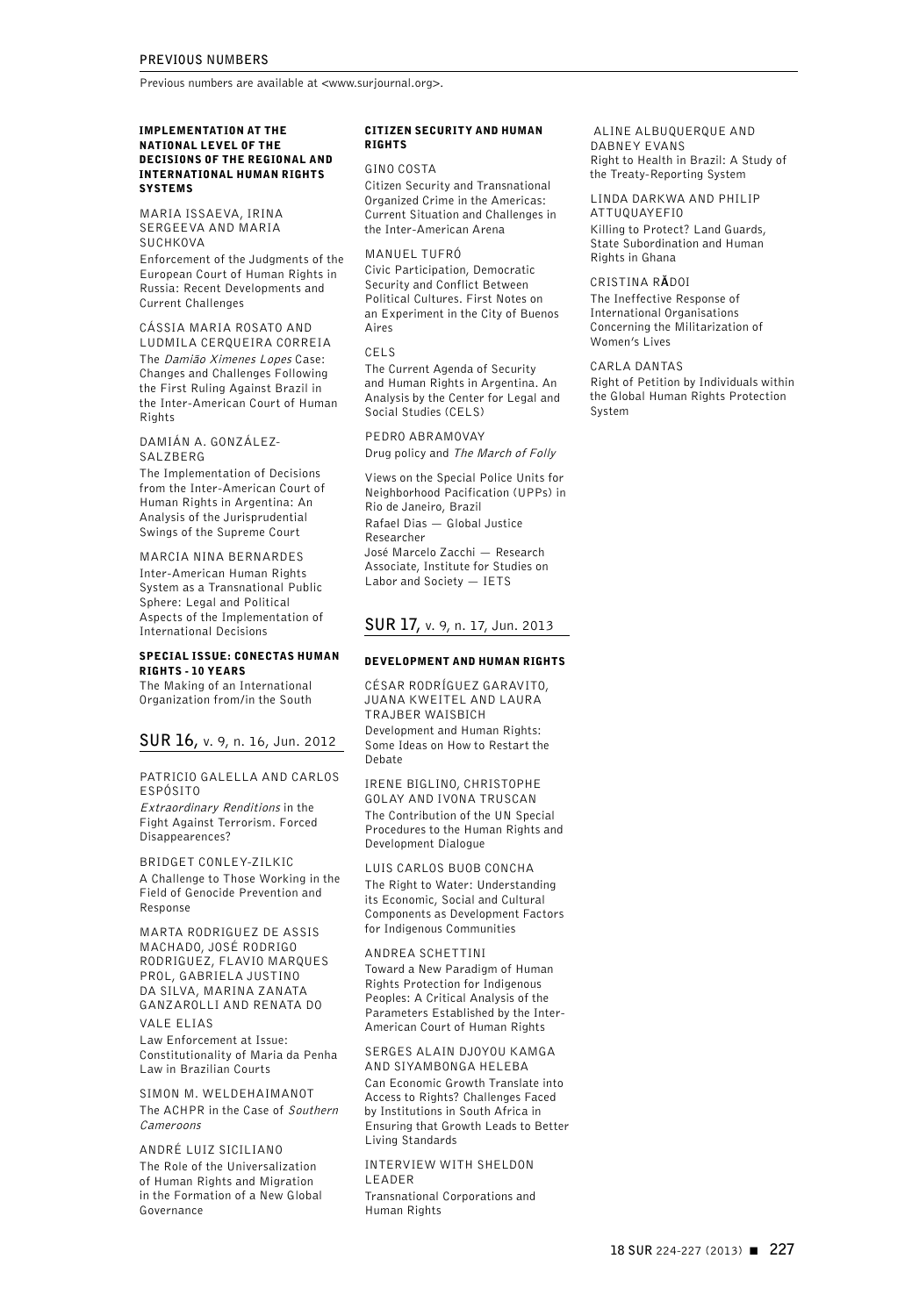## PREVIOUS NUMBERS

Previous numbers are available at <www.surjournal.org>.

**IMPLEMENTATION AT THE NATIONAL LEVEL OF THE DECISIONS OF THE REGIONAL AND INTERNATIONAL HUMAN RIGHTS SYSTEMS**

MARIA ISSAEVA, IRINA SERGEEVA AND MARIA SUCHKOVA
Enforcement of the Judgments of the European Court of Human Rights in Russia: Recent Developments and Current Challenges

CÁSSIA MARIA ROSATO AND LUDMILA CERQUEIRA CORREIA
The *Damião Ximenes Lopes* Case: Changes and Challenges Following the First Ruling Against Brazil in the Inter-American Court of Human Rights

DAMIÁN A. GONZÁLEZ-SALZBERG
The Implementation of Decisions from the Inter-American Court of Human Rights in Argentina: An Analysis of the Jurisprudential Swings of the Supreme Court

MARCIA NINA BERNARDES
Inter-American Human Rights System as a Transnational Public Sphere: Legal and Political Aspects of the Implementation of International Decisions

**SPECIAL ISSUE: CONECTAS HUMAN RIGHTS - 10 YEARS**
The Making of an International Organization from/in the South

## SUR 16, v. 9, n. 16, Jun. 2012

PATRICIO GALELLA AND CARLOS ESPÓSITO
*Extraordinary Renditions* in the Fight Against Terrorism. Forced Disappearences?

BRIDGET CONLEY-ZILKIC
A Challenge to Those Working in the Field of Genocide Prevention and Response

MARTA RODRIGUEZ DE ASSIS MACHADO, JOSÉ RODRIGO RODRIGUEZ, FLAVIO MARQUES PROL, GABRIELA JUSTINO DA SILVA, MARINA ZANATA GANZAROLLI AND RENATA DO VALE ELIAS
Law Enforcement at Issue: Constitutionality of Maria da Penha Law in Brazilian Courts

SIMON M. WELDEHAIMANOT
The ACHPR in the Case of *Southern Cameroons*

ANDRÉ LUIZ SICILIANO
The Role of the Universalization of Human Rights and Migration in the Formation of a New Global Governance

**CITIZEN SECURITY AND HUMAN RIGHTS**

GINO COSTA
Citizen Security and Transnational Organized Crime in the Americas: Current Situation and Challenges in the Inter-American Arena

MANUEL TUFRÓ
Civic Participation, Democratic Security and Conflict Between Political Cultures. First Notes on an Experiment in the City of Buenos Aires

CELS
The Current Agenda of Security and Human Rights in Argentina. An Analysis by the Center for Legal and Social Studies (CELS)

PEDRO ABRAMOVAY
Drug policy and *The March of Folly*

Views on the Special Police Units for Neighborhood Pacification (UPPs) in Rio de Janeiro, Brazil
Rafael Dias — Global Justice Researcher
José Marcelo Zacchi — Research Associate, Institute for Studies on Labor and Society — IETS

## SUR 17, v. 9, n. 17, Jun. 2013

**DEVELOPMENT AND HUMAN RIGHTS**

CÉSAR RODRÍGUEZ GARAVITO, JUANA KWEITEL AND LAURA TRAJBER WAISBICH
Development and Human Rights: Some Ideas on How to Restart the Debate

IRENE BIGLINO, CHRISTOPHE GOLAY AND IVONA TRUSCAN
The Contribution of the UN Special Procedures to the Human Rights and Development Dialogue

LUIS CARLOS BUOB CONCHA
The Right to Water: Understanding its Economic, Social and Cultural Components as Development Factors for Indigenous Communities

ANDREA SCHETTINI
Toward a New Paradigm of Human Rights Protection for Indigenous Peoples: A Critical Analysis of the Parameters Established by the Inter-American Court of Human Rights

SERGES ALAIN DJOYOU KAMGA AND SIYAMBONGA HELEBA
Can Economic Growth Translate into Access to Rights? Challenges Faced by Institutions in South Africa in Ensuring that Growth Leads to Better Living Standards

INTERVIEW WITH SHELDON LEADER
Transnational Corporations and Human Rights

ALINE ALBUQUERQUE AND DABNEY EVANS
Right to Health in Brazil: A Study of the Treaty-Reporting System

LINDA DARKWA AND PHILIP ATTUQUAYEFIO
Killing to Protect? Land Guards, State Subordination and Human Rights in Ghana

CRISTINA RĂDOI
The Ineffective Response of International Organisations Concerning the Militarization of Women's Lives

CARLA DANTAS
Right of Petition by Individuals within the Global Human Rights Protection System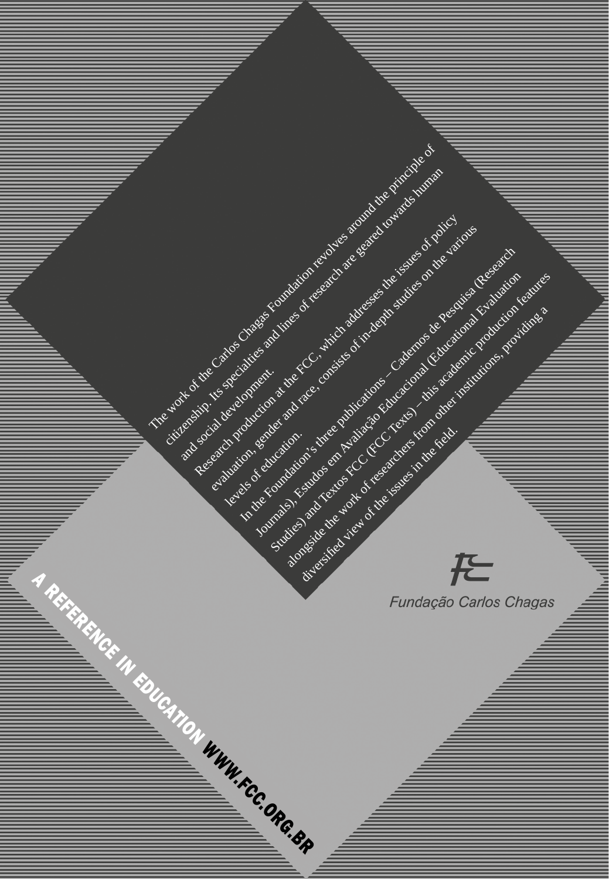The work of the Carlos Chagas Foundation revolves around the principle of citizenship. Its specialties and lines of research are geared towards human and social development.

Research production at the FCC, which addresses the issues of policy evaluation, gender and race, consists of in-depth studies on the various levels of education.

In the Foundation's three publications – Cadernos de Pesquisa (Research Journals), Estudos em Avaliação Educacional (Educational Evaluation Studies) and Textos FCC (FCC Texts) – this academic production features alongside the work of researchers from other institutions, providing a diversified view of the issues in the field.

Fundação Carlos Chagas

A REFERENCE IN EDUCATION WWW.FCC.ORG.BR